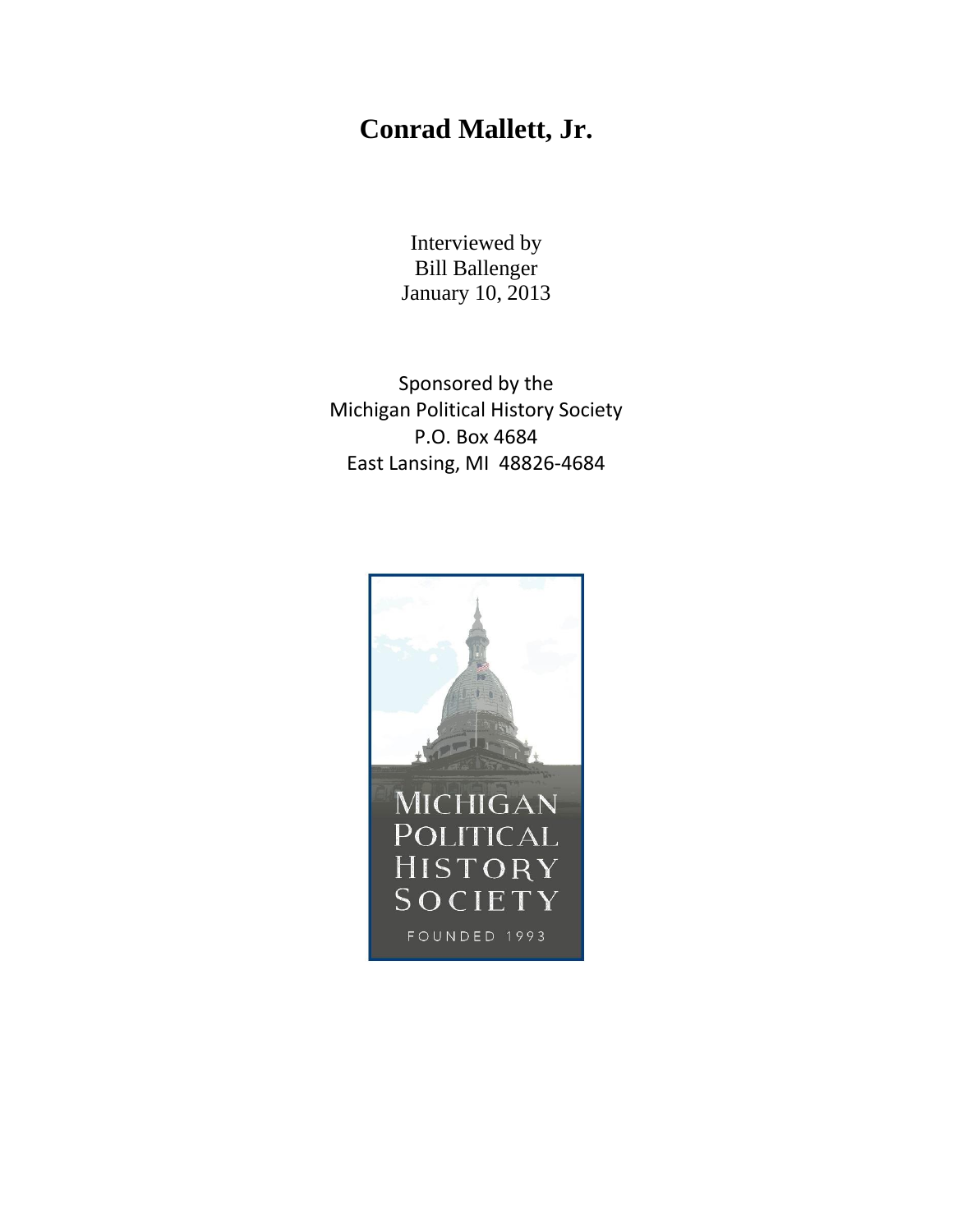# Conrad Mallett, Jr.

Interviewed by
Bill Ballenger
January 10, 2013

Sponsored by the
Michigan Political History Society
P.O. Box 4684
East Lansing, MI 48826-4684

MICHIGAN
POLITICAL
HISTORY
SOCIETY

FOUNDED 1993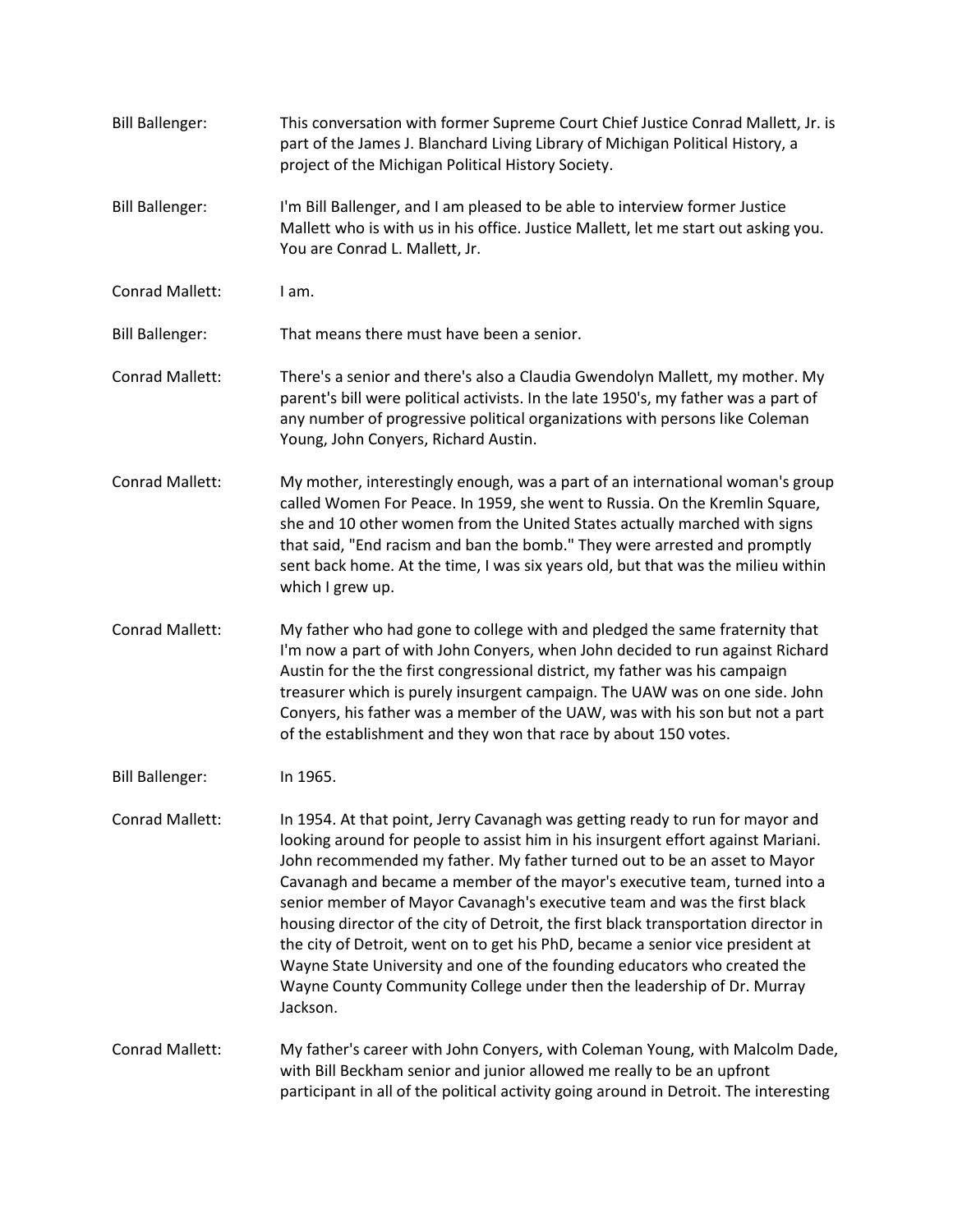Bill Ballenger: This conversation with former Supreme Court Chief Justice Conrad Mallett, Jr. is part of the James J. Blanchard Living Library of Michigan Political History, a project of the Michigan Political History Society.

Bill Ballenger: I'm Bill Ballenger, and I am pleased to be able to interview former Justice Mallett who is with us in his office. Justice Mallett, let me start out asking you. You are Conrad L. Mallett, Jr.

Conrad Mallett: I am.

Bill Ballenger: That means there must have been a senior.

Conrad Mallett: There's a senior and there's also a Claudia Gwendolyn Mallett, my mother. My parent's bill were political activists. In the late 1950's, my father was a part of any number of progressive political organizations with persons like Coleman Young, John Conyers, Richard Austin.

Conrad Mallett: My mother, interestingly enough, was a part of an international woman's group called Women For Peace. In 1959, she went to Russia. On the Kremlin Square, she and 10 other women from the United States actually marched with signs that said, "End racism and ban the bomb." They were arrested and promptly sent back home. At the time, I was six years old, but that was the milieu within which I grew up.

Conrad Mallett: My father who had gone to college with and pledged the same fraternity that I'm now a part of with John Conyers, when John decided to run against Richard Austin for the the first congressional district, my father was his campaign treasurer which is purely insurgent campaign. The UAW was on one side. John Conyers, his father was a member of the UAW, was with his son but not a part of the establishment and they won that race by about 150 votes.

Bill Ballenger: In 1965.

Conrad Mallett: In 1954. At that point, Jerry Cavanagh was getting ready to run for mayor and looking around for people to assist him in his insurgent effort against Mariani. John recommended my father. My father turned out to be an asset to Mayor Cavanagh and became a member of the mayor's executive team, turned into a senior member of Mayor Cavanagh's executive team and was the first black housing director of the city of Detroit, the first black transportation director in the city of Detroit, went on to get his PhD, became a senior vice president at Wayne State University and one of the founding educators who created the Wayne County Community College under then the leadership of Dr. Murray Jackson.

Conrad Mallett: My father's career with John Conyers, with Coleman Young, with Malcolm Dade, with Bill Beckham senior and junior allowed me really to be an upfront participant in all of the political activity going around in Detroit. The interesting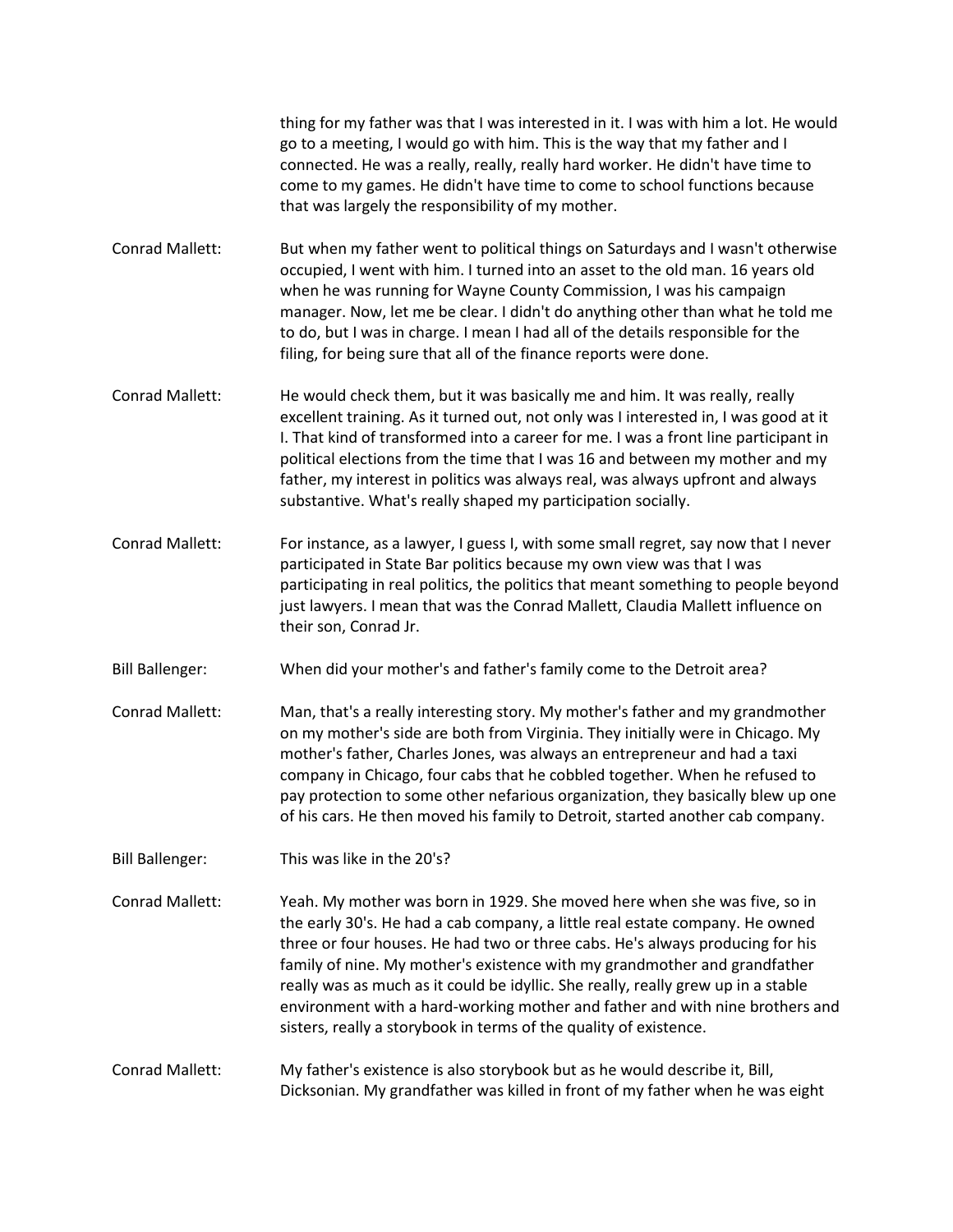thing for my father was that I was interested in it. I was with him a lot. He would go to a meeting, I would go with him. This is the way that my father and I connected. He was a really, really, really hard worker. He didn't have time to come to my games. He didn't have time to come to school functions because that was largely the responsibility of my mother.

Conrad Mallett: But when my father went to political things on Saturdays and I wasn't otherwise occupied, I went with him. I turned into an asset to the old man. 16 years old when he was running for Wayne County Commission, I was his campaign manager. Now, let me be clear. I didn't do anything other than what he told me to do, but I was in charge. I mean I had all of the details responsible for the filing, for being sure that all of the finance reports were done.

Conrad Mallett: He would check them, but it was basically me and him. It was really, really excellent training. As it turned out, not only was I interested in, I was good at it I. That kind of transformed into a career for me. I was a front line participant in political elections from the time that I was 16 and between my mother and my father, my interest in politics was always real, was always upfront and always substantive. What's really shaped my participation socially.

Conrad Mallett: For instance, as a lawyer, I guess I, with some small regret, say now that I never participated in State Bar politics because my own view was that I was participating in real politics, the politics that meant something to people beyond just lawyers. I mean that was the Conrad Mallett, Claudia Mallett influence on their son, Conrad Jr.

Bill Ballenger: When did your mother's and father's family come to the Detroit area?

Conrad Mallett: Man, that's a really interesting story. My mother's father and my grandmother on my mother's side are both from Virginia. They initially were in Chicago. My mother's father, Charles Jones, was always an entrepreneur and had a taxi company in Chicago, four cabs that he cobbled together. When he refused to pay protection to some other nefarious organization, they basically blew up one of his cars. He then moved his family to Detroit, started another cab company.

Bill Ballenger: This was like in the 20's?

Conrad Mallett: Yeah. My mother was born in 1929. She moved here when she was five, so in the early 30's. He had a cab company, a little real estate company. He owned three or four houses. He had two or three cabs. He's always producing for his family of nine. My mother's existence with my grandmother and grandfather really was as much as it could be idyllic. She really, really grew up in a stable environment with a hard-working mother and father and with nine brothers and sisters, really a storybook in terms of the quality of existence.

Conrad Mallett: My father's existence is also storybook but as he would describe it, Bill, Dicksonian. My grandfather was killed in front of my father when he was eight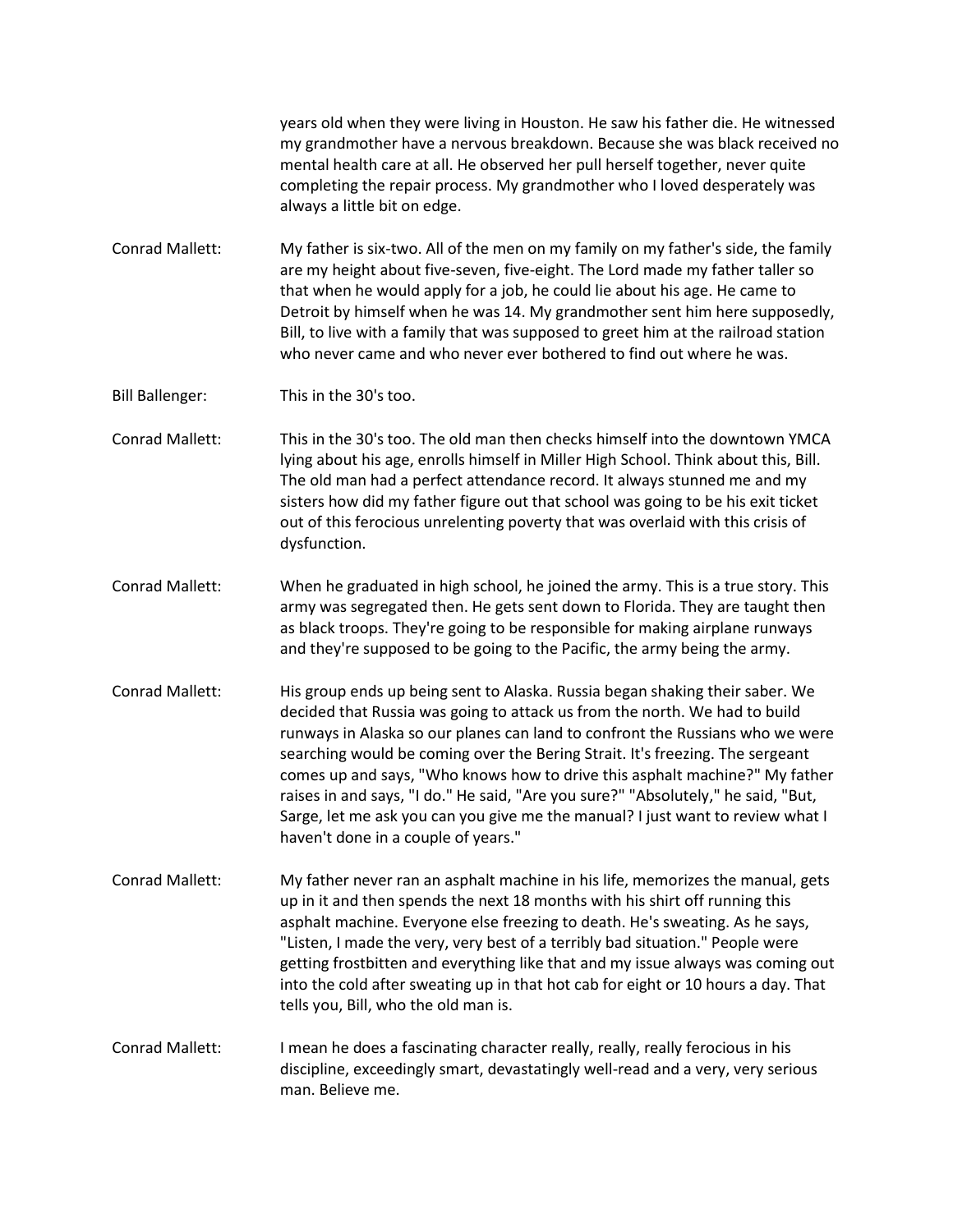years old when they were living in Houston. He saw his father die. He witnessed my grandmother have a nervous breakdown. Because she was black received no mental health care at all. He observed her pull herself together, never quite completing the repair process. My grandmother who I loved desperately was always a little bit on edge.

**Conrad Mallett:** My father is six-two. All of the men on my family on my father's side, the family are my height about five-seven, five-eight. The Lord made my father taller so that when he would apply for a job, he could lie about his age. He came to Detroit by himself when he was 14. My grandmother sent him here supposedly, Bill, to live with a family that was supposed to greet him at the railroad station who never came and who never ever bothered to find out where he was.

**Bill Ballenger:** This in the 30's too.

**Conrad Mallett:** This in the 30's too. The old man then checks himself into the downtown YMCA lying about his age, enrolls himself in Miller High School. Think about this, Bill. The old man had a perfect attendance record. It always stunned me and my sisters how did my father figure out that school was going to be his exit ticket out of this ferocious unrelenting poverty that was overlaid with this crisis of dysfunction.

**Conrad Mallett:** When he graduated in high school, he joined the army. This is a true story. This army was segregated then. He gets sent down to Florida. They are taught then as black troops. They're going to be responsible for making airplane runways and they're supposed to be going to the Pacific, the army being the army.

**Conrad Mallett:** His group ends up being sent to Alaska. Russia began shaking their saber. We decided that Russia was going to attack us from the north. We had to build runways in Alaska so our planes can land to confront the Russians who we were searching would be coming over the Bering Strait. It's freezing. The sergeant comes up and says, "Who knows how to drive this asphalt machine?" My father raises in and says, "I do." He said, "Are you sure?" "Absolutely," he said, "But, Sarge, let me ask you can you give me the manual? I just want to review what I haven't done in a couple of years."

**Conrad Mallett:** My father never ran an asphalt machine in his life, memorizes the manual, gets up in it and then spends the next 18 months with his shirt off running this asphalt machine. Everyone else freezing to death. He's sweating. As he says, "Listen, I made the very, very best of a terribly bad situation." People were getting frostbitten and everything like that and my issue always was coming out into the cold after sweating up in that hot cab for eight or 10 hours a day. That tells you, Bill, who the old man is.

**Conrad Mallett:** I mean he does a fascinating character really, really, really ferocious in his discipline, exceedingly smart, devastatingly well-read and a very, very serious man. Believe me.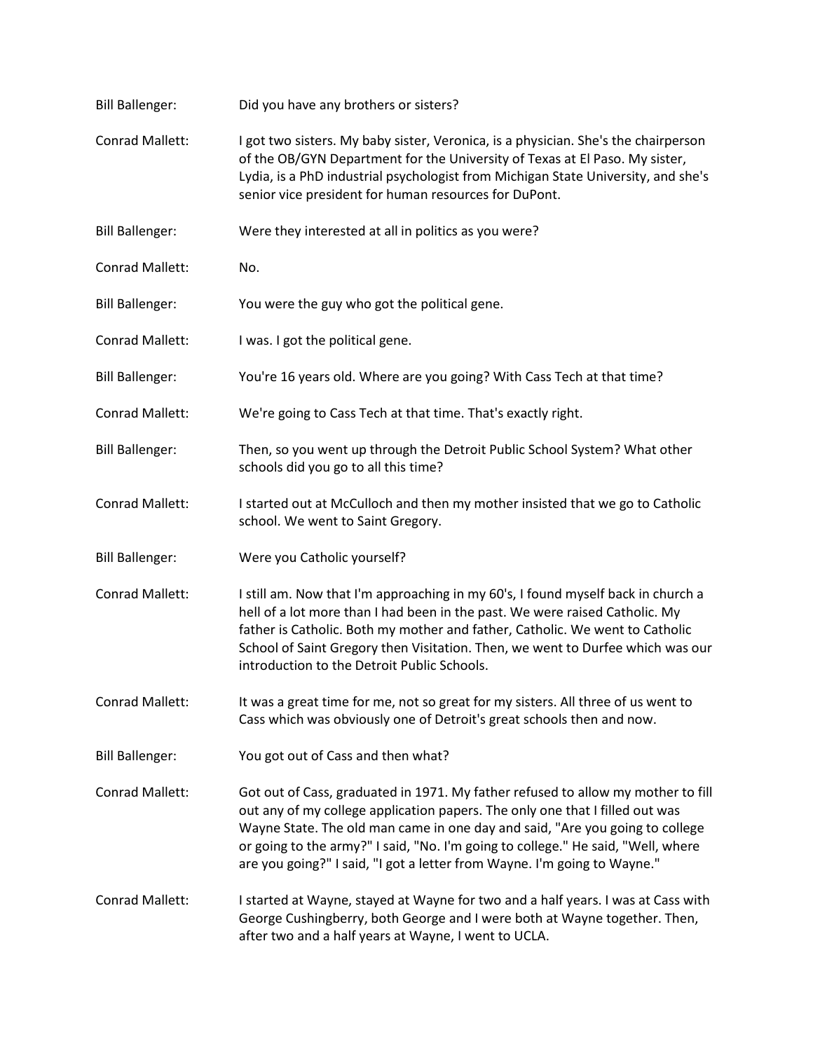**Bill Ballenger:** Did you have any brothers or sisters?

**Conrad Mallett:** I got two sisters. My baby sister, Veronica, is a physician. She's the chairperson of the OB/GYN Department for the University of Texas at El Paso. My sister, Lydia, is a PhD industrial psychologist from Michigan State University, and she's senior vice president for human resources for DuPont.

**Bill Ballenger:** Were they interested at all in politics as you were?

**Conrad Mallett:** No.

**Bill Ballenger:** You were the guy who got the political gene.

**Conrad Mallett:** I was. I got the political gene.

**Bill Ballenger:** You're 16 years old. Where are you going? With Cass Tech at that time?

**Conrad Mallett:** We're going to Cass Tech at that time. That's exactly right.

**Bill Ballenger:** Then, so you went up through the Detroit Public School System? What other schools did you go to all this time?

**Conrad Mallett:** I started out at McCulloch and then my mother insisted that we go to Catholic school. We went to Saint Gregory.

**Bill Ballenger:** Were you Catholic yourself?

**Conrad Mallett:** I still am. Now that I'm approaching in my 60's, I found myself back in church a hell of a lot more than I had been in the past. We were raised Catholic. My father is Catholic. Both my mother and father, Catholic. We went to Catholic School of Saint Gregory then Visitation. Then, we went to Durfee which was our introduction to the Detroit Public Schools.

**Conrad Mallett:** It was a great time for me, not so great for my sisters. All three of us went to Cass which was obviously one of Detroit's great schools then and now.

**Bill Ballenger:** You got out of Cass and then what?

**Conrad Mallett:** Got out of Cass, graduated in 1971. My father refused to allow my mother to fill out any of my college application papers. The only one that I filled out was Wayne State. The old man came in one day and said, "Are you going to college or going to the army?" I said, "No. I'm going to college." He said, "Well, where are you going?" I said, "I got a letter from Wayne. I'm going to Wayne."

**Conrad Mallett:** I started at Wayne, stayed at Wayne for two and a half years. I was at Cass with George Cushingberry, both George and I were both at Wayne together. Then, after two and a half years at Wayne, I went to UCLA.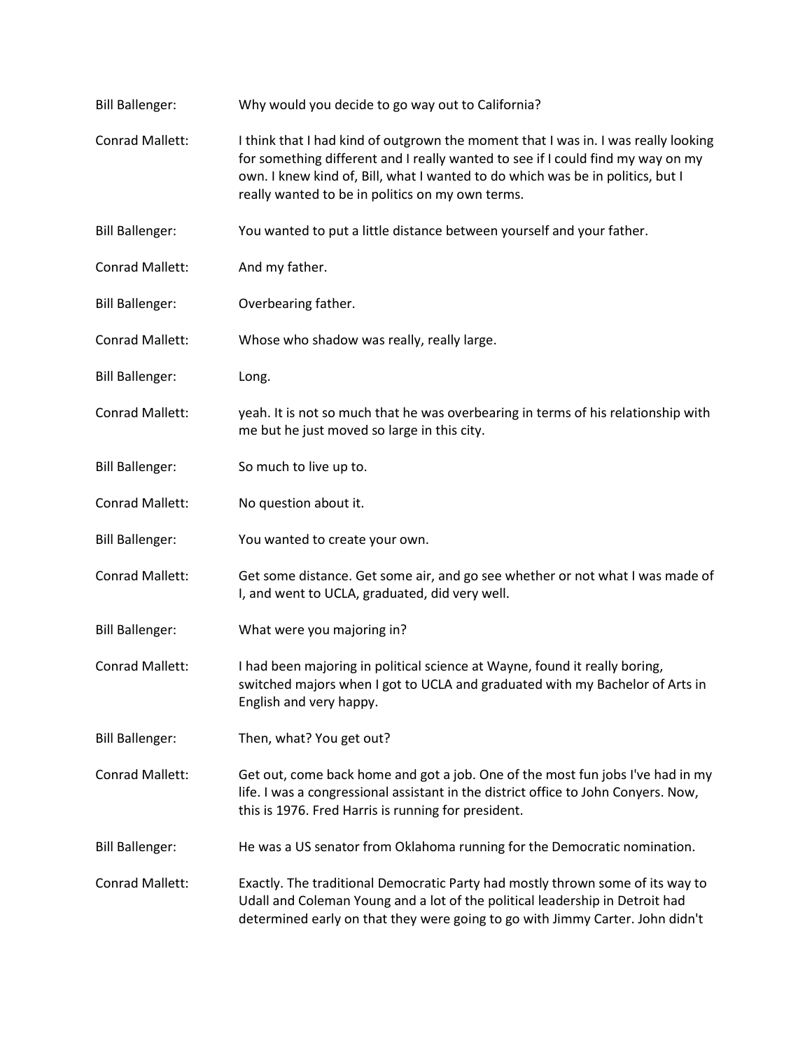Bill Ballenger: Why would you decide to go way out to California?

Conrad Mallett: I think that I had kind of outgrown the moment that I was in. I was really looking for something different and I really wanted to see if I could find my way on my own. I knew kind of, Bill, what I wanted to do which was be in politics, but I really wanted to be in politics on my own terms.

Bill Ballenger: You wanted to put a little distance between yourself and your father.

Conrad Mallett: And my father.

Bill Ballenger: Overbearing father.

Conrad Mallett: Whose who shadow was really, really large.

Bill Ballenger: Long.

Conrad Mallett: yeah. It is not so much that he was overbearing in terms of his relationship with me but he just moved so large in this city.

Bill Ballenger: So much to live up to.

Conrad Mallett: No question about it.

Bill Ballenger: You wanted to create your own.

Conrad Mallett: Get some distance. Get some air, and go see whether or not what I was made of I, and went to UCLA, graduated, did very well.

Bill Ballenger: What were you majoring in?

Conrad Mallett: I had been majoring in political science at Wayne, found it really boring, switched majors when I got to UCLA and graduated with my Bachelor of Arts in English and very happy.

Bill Ballenger: Then, what? You get out?

Conrad Mallett: Get out, come back home and got a job. One of the most fun jobs I've had in my life. I was a congressional assistant in the district office to John Conyers. Now, this is 1976. Fred Harris is running for president.

Bill Ballenger: He was a US senator from Oklahoma running for the Democratic nomination.

Conrad Mallett: Exactly. The traditional Democratic Party had mostly thrown some of its way to Udall and Coleman Young and a lot of the political leadership in Detroit had determined early on that they were going to go with Jimmy Carter. John didn't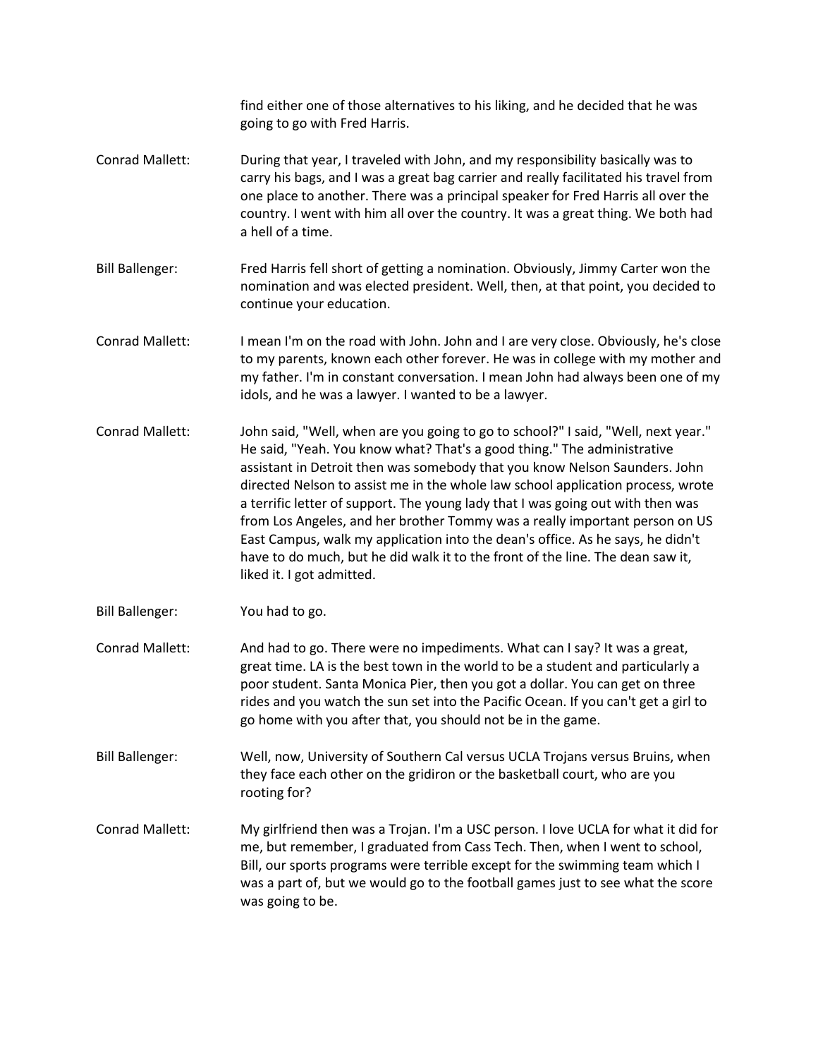find either one of those alternatives to his liking, and he decided that he was going to go with Fred Harris.

Conrad Mallett: During that year, I traveled with John, and my responsibility basically was to carry his bags, and I was a great bag carrier and really facilitated his travel from one place to another. There was a principal speaker for Fred Harris all over the country. I went with him all over the country. It was a great thing. We both had a hell of a time.

Bill Ballenger: Fred Harris fell short of getting a nomination. Obviously, Jimmy Carter won the nomination and was elected president. Well, then, at that point, you decided to continue your education.

Conrad Mallett: I mean I'm on the road with John. John and I are very close. Obviously, he's close to my parents, known each other forever. He was in college with my mother and my father. I'm in constant conversation. I mean John had always been one of my idols, and he was a lawyer. I wanted to be a lawyer.

Conrad Mallett: John said, "Well, when are you going to go to school?" I said, "Well, next year." He said, "Yeah. You know what? That's a good thing." The administrative assistant in Detroit then was somebody that you know Nelson Saunders. John directed Nelson to assist me in the whole law school application process, wrote a terrific letter of support. The young lady that I was going out with then was from Los Angeles, and her brother Tommy was a really important person on US East Campus, walk my application into the dean's office. As he says, he didn't have to do much, but he did walk it to the front of the line. The dean saw it, liked it. I got admitted.

Bill Ballenger: You had to go.

Conrad Mallett: And had to go. There were no impediments. What can I say? It was a great, great time. LA is the best town in the world to be a student and particularly a poor student. Santa Monica Pier, then you got a dollar. You can get on three rides and you watch the sun set into the Pacific Ocean. If you can't get a girl to go home with you after that, you should not be in the game.

Bill Ballenger: Well, now, University of Southern Cal versus UCLA Trojans versus Bruins, when they face each other on the gridiron or the basketball court, who are you rooting for?

Conrad Mallett: My girlfriend then was a Trojan. I'm a USC person. I love UCLA for what it did for me, but remember, I graduated from Cass Tech. Then, when I went to school, Bill, our sports programs were terrible except for the swimming team which I was a part of, but we would go to the football games just to see what the score was going to be.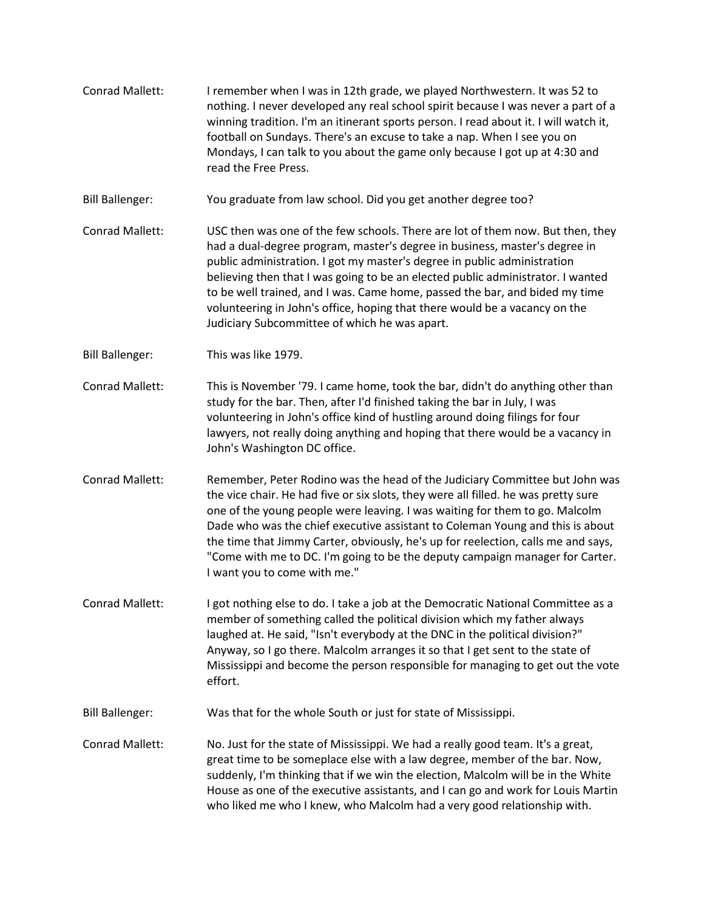Conrad Mallett: I remember when I was in 12th grade, we played Northwestern. It was 52 to nothing. I never developed any real school spirit because I was never a part of a winning tradition. I'm an itinerant sports person. I read about it. I will watch it, football on Sundays. There's an excuse to take a nap. When I see you on Mondays, I can talk to you about the game only because I got up at 4:30 and read the Free Press.

Bill Ballenger: You graduate from law school. Did you get another degree too?

Conrad Mallett: USC then was one of the few schools. There are lot of them now. But then, they had a dual-degree program, master's degree in business, master's degree in public administration. I got my master's degree in public administration believing then that I was going to be an elected public administrator. I wanted to be well trained, and I was. Came home, passed the bar, and bided my time volunteering in John's office, hoping that there would be a vacancy on the Judiciary Subcommittee of which he was apart.

Bill Ballenger: This was like 1979.

Conrad Mallett: This is November '79. I came home, took the bar, didn't do anything other than study for the bar. Then, after I'd finished taking the bar in July, I was volunteering in John's office kind of hustling around doing filings for four lawyers, not really doing anything and hoping that there would be a vacancy in John's Washington DC office.

Conrad Mallett: Remember, Peter Rodino was the head of the Judiciary Committee but John was the vice chair. He had five or six slots, they were all filled. he was pretty sure one of the young people were leaving. I was waiting for them to go. Malcolm Dade who was the chief executive assistant to Coleman Young and this is about the time that Jimmy Carter, obviously, he's up for reelection, calls me and says, "Come with me to DC. I'm going to be the deputy campaign manager for Carter. I want you to come with me."

Conrad Mallett: I got nothing else to do. I take a job at the Democratic National Committee as a member of something called the political division which my father always laughed at. He said, "Isn't everybody at the DNC in the political division?" Anyway, so I go there. Malcolm arranges it so that I get sent to the state of Mississippi and become the person responsible for managing to get out the vote effort.

Bill Ballenger: Was that for the whole South or just for state of Mississippi.

Conrad Mallett: No. Just for the state of Mississippi. We had a really good team. It's a great, great time to be someplace else with a law degree, member of the bar. Now, suddenly, I'm thinking that if we win the election, Malcolm will be in the White House as one of the executive assistants, and I can go and work for Louis Martin who liked me who I knew, who Malcolm had a very good relationship with.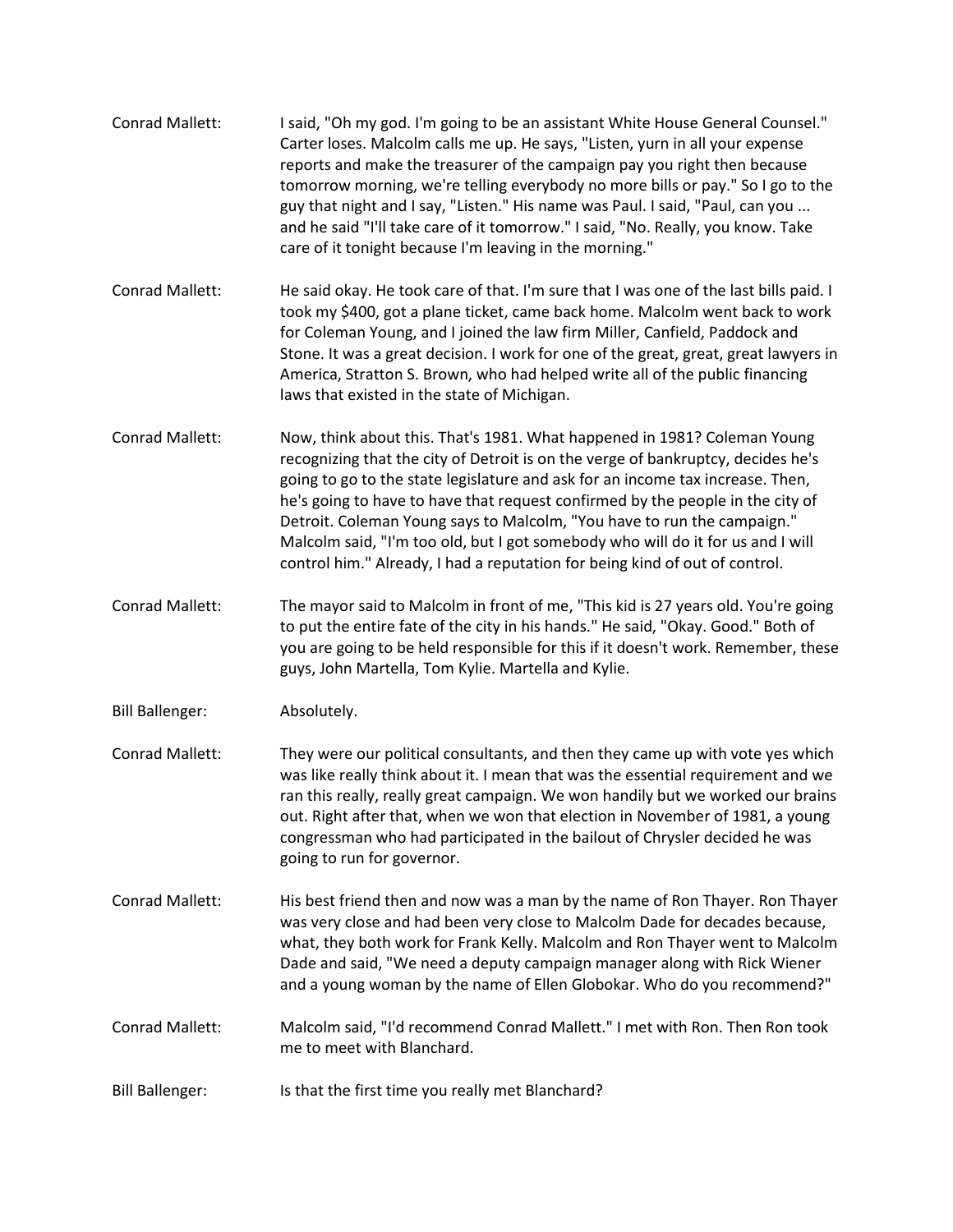Conrad Mallett: I said, "Oh my god. I'm going to be an assistant White House General Counsel." Carter loses. Malcolm calls me up. He says, "Listen, yurn in all your expense reports and make the treasurer of the campaign pay you right then because tomorrow morning, we're telling everybody no more bills or pay." So I go to the guy that night and I say, "Listen." His name was Paul. I said, "Paul, can you ... and he said "I'll take care of it tomorrow." I said, "No. Really, you know. Take care of it tonight because I'm leaving in the morning."

Conrad Mallett: He said okay. He took care of that. I'm sure that I was one of the last bills paid. I took my $400, got a plane ticket, came back home. Malcolm went back to work for Coleman Young, and I joined the law firm Miller, Canfield, Paddock and Stone. It was a great decision. I work for one of the great, great, great lawyers in America, Stratton S. Brown, who had helped write all of the public financing laws that existed in the state of Michigan.

Conrad Mallett: Now, think about this. That's 1981. What happened in 1981? Coleman Young recognizing that the city of Detroit is on the verge of bankruptcy, decides he's going to go to the state legislature and ask for an income tax increase. Then, he's going to have to have that request confirmed by the people in the city of Detroit. Coleman Young says to Malcolm, "You have to run the campaign." Malcolm said, "I'm too old, but I got somebody who will do it for us and I will control him." Already, I had a reputation for being kind of out of control.

Conrad Mallett: The mayor said to Malcolm in front of me, "This kid is 27 years old. You're going to put the entire fate of the city in his hands." He said, "Okay. Good." Both of you are going to be held responsible for this if it doesn't work. Remember, these guys, John Martella, Tom Kylie. Martella and Kylie.

Bill Ballenger: Absolutely.

Conrad Mallett: They were our political consultants, and then they came up with vote yes which was like really think about it. I mean that was the essential requirement and we ran this really, really great campaign. We won handily but we worked our brains out. Right after that, when we won that election in November of 1981, a young congressman who had participated in the bailout of Chrysler decided he was going to run for governor.

Conrad Mallett: His best friend then and now was a man by the name of Ron Thayer. Ron Thayer was very close and had been very close to Malcolm Dade for decades because, what, they both work for Frank Kelly. Malcolm and Ron Thayer went to Malcolm Dade and said, "We need a deputy campaign manager along with Rick Wiener and a young woman by the name of Ellen Globokar. Who do you recommend?"

Conrad Mallett: Malcolm said, "I'd recommend Conrad Mallett." I met with Ron. Then Ron took me to meet with Blanchard.

Bill Ballenger: Is that the first time you really met Blanchard?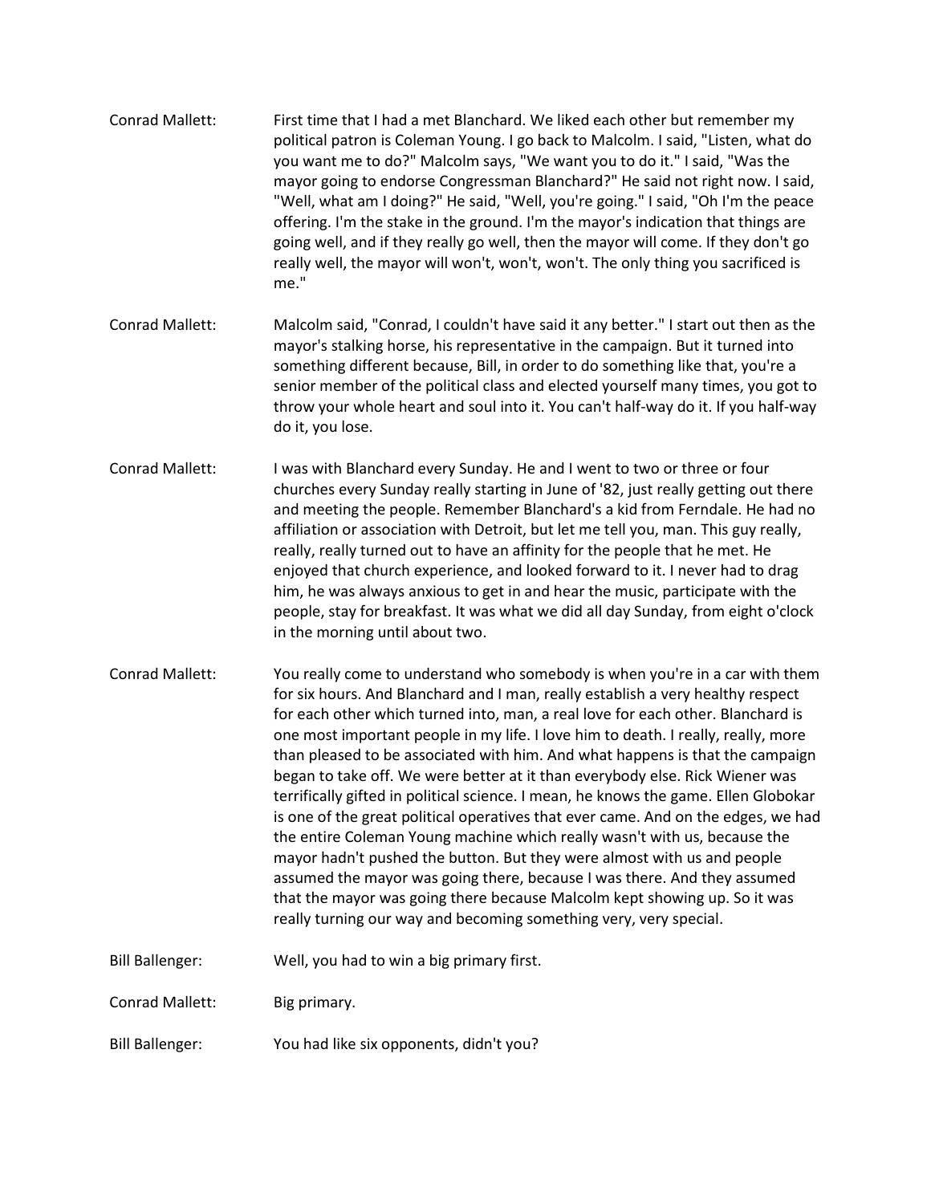Conrad Mallett: First time that I had a met Blanchard. We liked each other but remember my political patron is Coleman Young. I go back to Malcolm. I said, "Listen, what do you want me to do?" Malcolm says, "We want you to do it." I said, "Was the mayor going to endorse Congressman Blanchard?" He said not right now. I said, "Well, what am I doing?" He said, "Well, you're going." I said, "Oh I'm the peace offering. I'm the stake in the ground. I'm the mayor's indication that things are going well, and if they really go well, then the mayor will come. If they don't go really well, the mayor will won't, won't, won't. The only thing you sacrificed is me."

Conrad Mallett: Malcolm said, "Conrad, I couldn't have said it any better." I start out then as the mayor's stalking horse, his representative in the campaign. But it turned into something different because, Bill, in order to do something like that, you're a senior member of the political class and elected yourself many times, you got to throw your whole heart and soul into it. You can't half-way do it. If you half-way do it, you lose.

Conrad Mallett: I was with Blanchard every Sunday. He and I went to two or three or four churches every Sunday really starting in June of '82, just really getting out there and meeting the people. Remember Blanchard's a kid from Ferndale. He had no affiliation or association with Detroit, but let me tell you, man. This guy really, really, really turned out to have an affinity for the people that he met. He enjoyed that church experience, and looked forward to it. I never had to drag him, he was always anxious to get in and hear the music, participate with the people, stay for breakfast. It was what we did all day Sunday, from eight o'clock in the morning until about two.

Conrad Mallett: You really come to understand who somebody is when you're in a car with them for six hours. And Blanchard and I man, really establish a very healthy respect for each other which turned into, man, a real love for each other. Blanchard is one most important people in my life. I love him to death. I really, really, more than pleased to be associated with him. And what happens is that the campaign began to take off. We were better at it than everybody else. Rick Wiener was terrifically gifted in political science. I mean, he knows the game. Ellen Globokar is one of the great political operatives that ever came. And on the edges, we had the entire Coleman Young machine which really wasn't with us, because the mayor hadn't pushed the button. But they were almost with us and people assumed the mayor was going there, because I was there. And they assumed that the mayor was going there because Malcolm kept showing up. So it was really turning our way and becoming something very, very special.

Bill Ballenger: Well, you had to win a big primary first.

Conrad Mallett: Big primary.

Bill Ballenger: You had like six opponents, didn't you?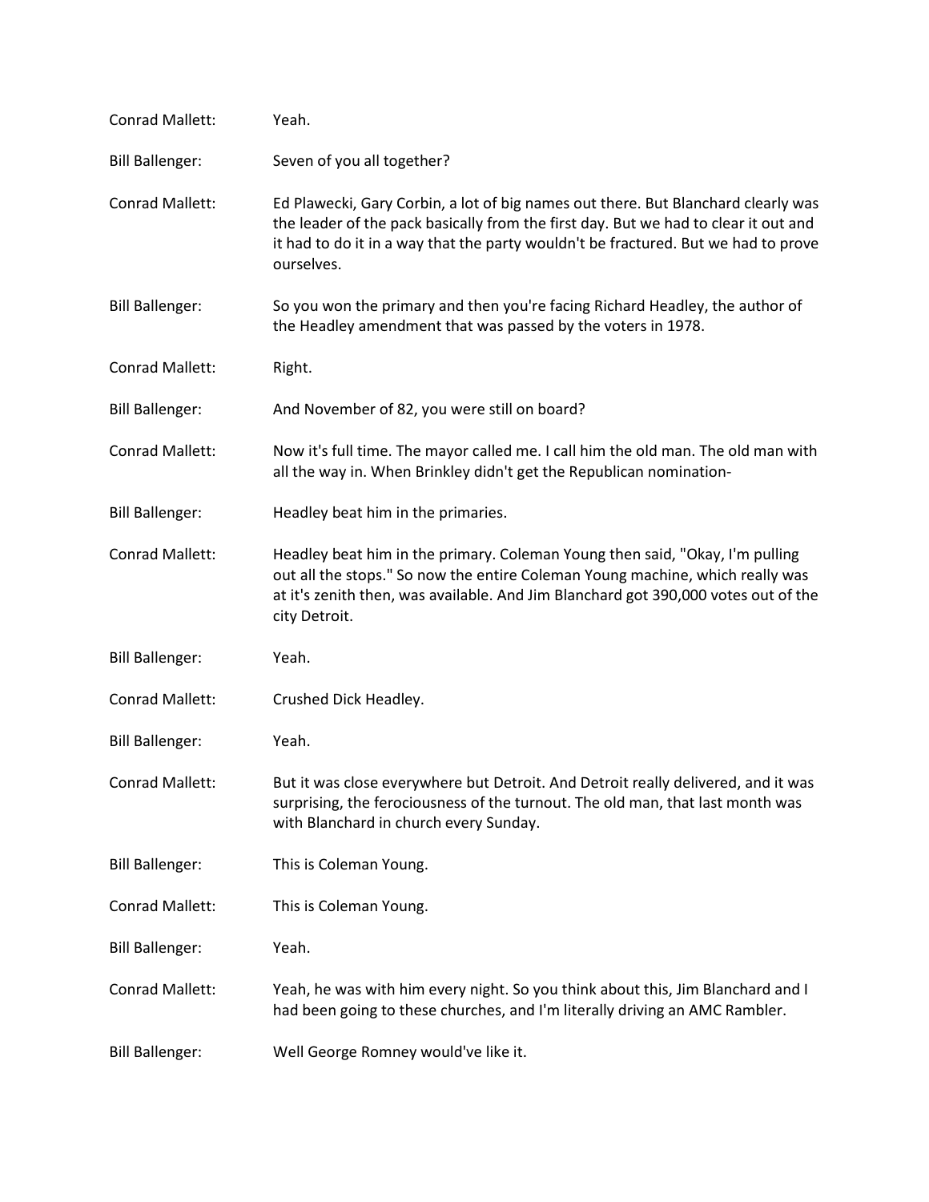Conrad Mallett: Yeah.

Bill Ballenger: Seven of you all together?

Conrad Mallett: Ed Plawecki, Gary Corbin, a lot of big names out there. But Blanchard clearly was the leader of the pack basically from the first day. But we had to clear it out and it had to do it in a way that the party wouldn't be fractured. But we had to prove ourselves.

Bill Ballenger: So you won the primary and then you're facing Richard Headley, the author of the Headley amendment that was passed by the voters in 1978.

Conrad Mallett: Right.

Bill Ballenger: And November of 82, you were still on board?

Conrad Mallett: Now it's full time. The mayor called me. I call him the old man. The old man with all the way in. When Brinkley didn't get the Republican nomination-

Bill Ballenger: Headley beat him in the primaries.

Conrad Mallett: Headley beat him in the primary. Coleman Young then said, "Okay, I'm pulling out all the stops." So now the entire Coleman Young machine, which really was at it's zenith then, was available. And Jim Blanchard got 390,000 votes out of the city Detroit.

Bill Ballenger: Yeah.

Conrad Mallett: Crushed Dick Headley.

Bill Ballenger: Yeah.

Conrad Mallett: But it was close everywhere but Detroit. And Detroit really delivered, and it was surprising, the ferociousness of the turnout. The old man, that last month was with Blanchard in church every Sunday.

Bill Ballenger: This is Coleman Young.

Conrad Mallett: This is Coleman Young.

Bill Ballenger: Yeah.

Conrad Mallett: Yeah, he was with him every night. So you think about this, Jim Blanchard and I had been going to these churches, and I'm literally driving an AMC Rambler.

Bill Ballenger: Well George Romney would've like it.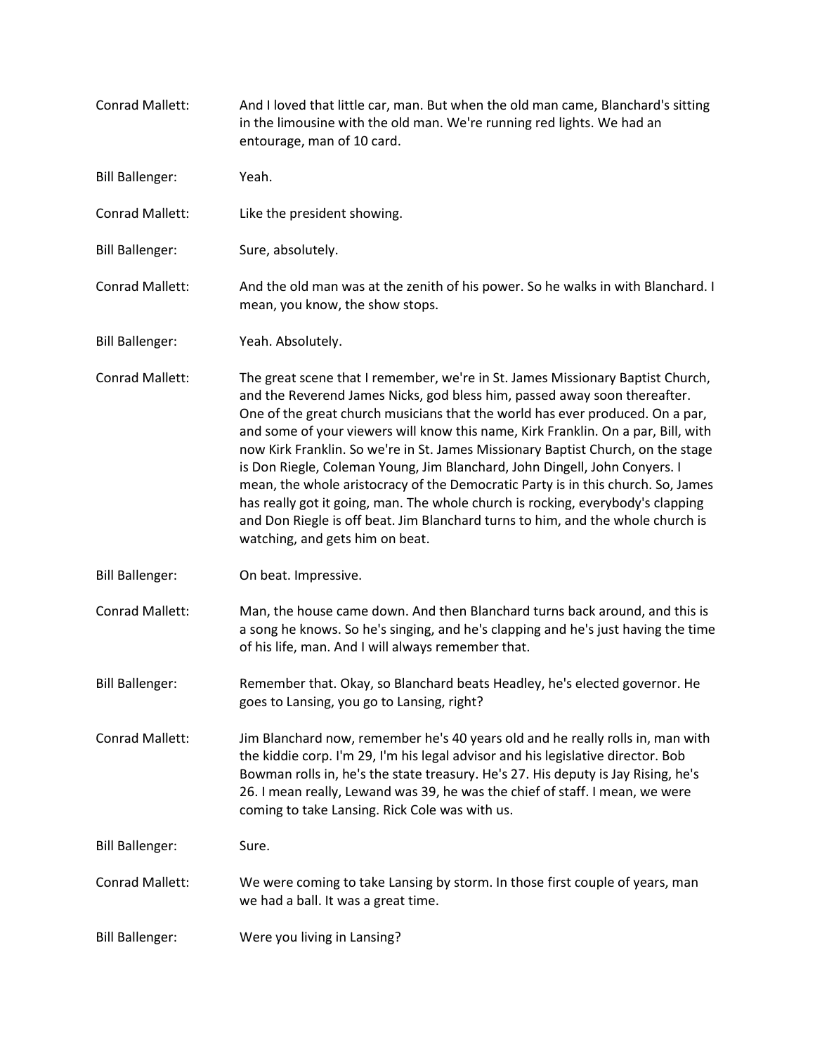**Conrad Mallett:** And I loved that little car, man. But when the old man came, Blanchard's sitting in the limousine with the old man. We're running red lights. We had an entourage, man of 10 card.

**Bill Ballenger:** Yeah.

**Conrad Mallett:** Like the president showing.

**Bill Ballenger:** Sure, absolutely.

**Conrad Mallett:** And the old man was at the zenith of his power. So he walks in with Blanchard. I mean, you know, the show stops.

**Bill Ballenger:** Yeah. Absolutely.

**Conrad Mallett:** The great scene that I remember, we're in St. James Missionary Baptist Church, and the Reverend James Nicks, god bless him, passed away soon thereafter. One of the great church musicians that the world has ever produced. On a par, and some of your viewers will know this name, Kirk Franklin. On a par, Bill, with now Kirk Franklin. So we're in St. James Missionary Baptist Church, on the stage is Don Riegle, Coleman Young, Jim Blanchard, John Dingell, John Conyers. I mean, the whole aristocracy of the Democratic Party is in this church. So, James has really got it going, man. The whole church is rocking, everybody's clapping and Don Riegle is off beat. Jim Blanchard turns to him, and the whole church is watching, and gets him on beat.

**Bill Ballenger:** On beat. Impressive.

**Conrad Mallett:** Man, the house came down. And then Blanchard turns back around, and this is a song he knows. So he's singing, and he's clapping and he's just having the time of his life, man. And I will always remember that.

**Bill Ballenger:** Remember that. Okay, so Blanchard beats Headley, he's elected governor. He goes to Lansing, you go to Lansing, right?

**Conrad Mallett:** Jim Blanchard now, remember he's 40 years old and he really rolls in, man with the kiddie corp. I'm 29, I'm his legal advisor and his legislative director. Bob Bowman rolls in, he's the state treasury. He's 27. His deputy is Jay Rising, he's 26. I mean really, Lewand was 39, he was the chief of staff. I mean, we were coming to take Lansing. Rick Cole was with us.

**Bill Ballenger:** Sure.

**Conrad Mallett:** We were coming to take Lansing by storm. In those first couple of years, man we had a ball. It was a great time.

**Bill Ballenger:** Were you living in Lansing?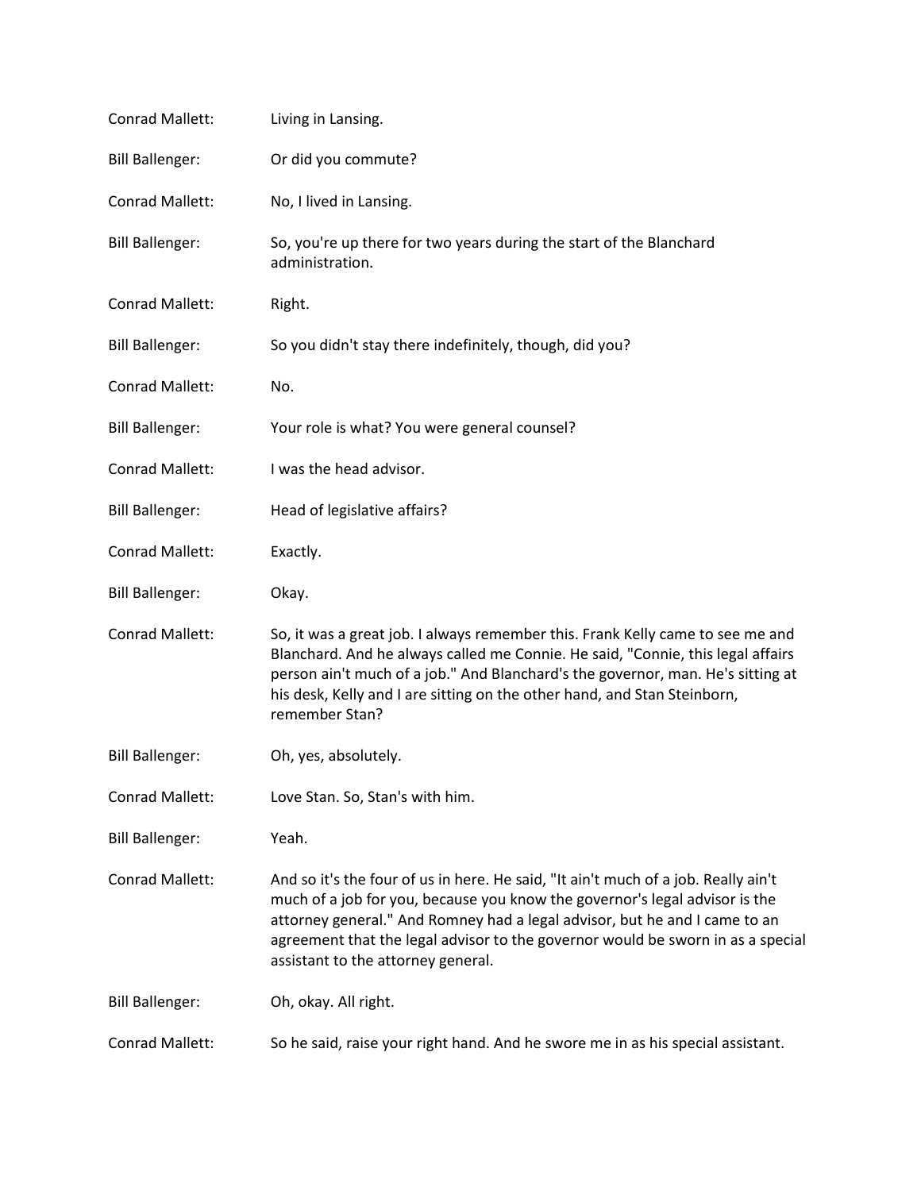Conrad Mallett: Living in Lansing.

Bill Ballenger: Or did you commute?

Conrad Mallett: No, I lived in Lansing.

Bill Ballenger: So, you're up there for two years during the start of the Blanchard administration.

Conrad Mallett: Right.

Bill Ballenger: So you didn't stay there indefinitely, though, did you?

Conrad Mallett: No.

Bill Ballenger: Your role is what? You were general counsel?

Conrad Mallett: I was the head advisor.

Bill Ballenger: Head of legislative affairs?

Conrad Mallett: Exactly.

Bill Ballenger: Okay.

Conrad Mallett: So, it was a great job. I always remember this. Frank Kelly came to see me and Blanchard. And he always called me Connie. He said, "Connie, this legal affairs person ain't much of a job." And Blanchard's the governor, man. He's sitting at his desk, Kelly and I are sitting on the other hand, and Stan Steinborn, remember Stan?

Bill Ballenger: Oh, yes, absolutely.

Conrad Mallett: Love Stan. So, Stan's with him.

Bill Ballenger: Yeah.

Conrad Mallett: And so it's the four of us in here. He said, "It ain't much of a job. Really ain't much of a job for you, because you know the governor's legal advisor is the attorney general." And Romney had a legal advisor, but he and I came to an agreement that the legal advisor to the governor would be sworn in as a special assistant to the attorney general.

Bill Ballenger: Oh, okay. All right.

Conrad Mallett: So he said, raise your right hand. And he swore me in as his special assistant.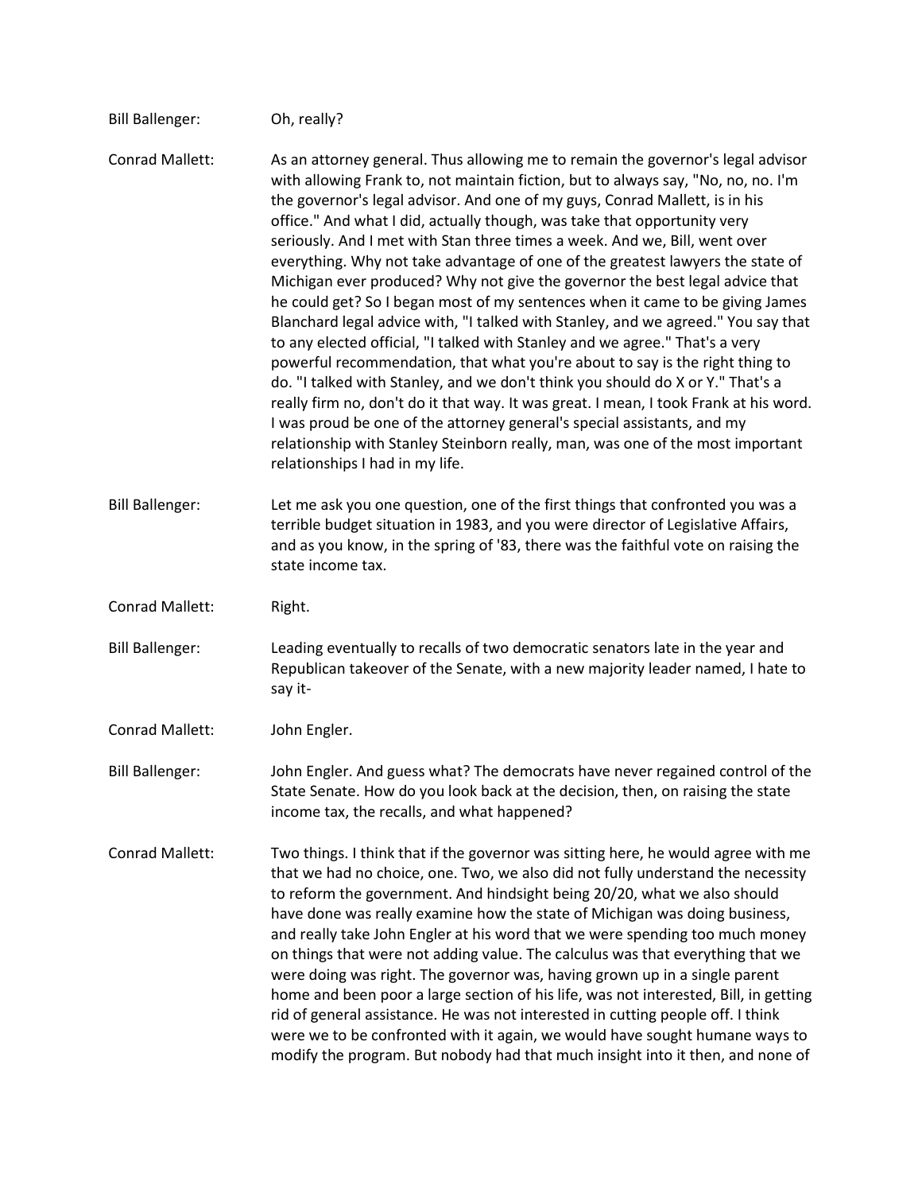**Bill Ballenger:** Oh, really?

**Conrad Mallett:** As an attorney general. Thus allowing me to remain the governor's legal advisor with allowing Frank to, not maintain fiction, but to always say, "No, no, no. I'm the governor's legal advisor. And one of my guys, Conrad Mallett, is in his office." And what I did, actually though, was take that opportunity very seriously. And I met with Stan three times a week. And we, Bill, went over everything. Why not take advantage of one of the greatest lawyers the state of Michigan ever produced? Why not give the governor the best legal advice that he could get? So I began most of my sentences when it came to be giving James Blanchard legal advice with, "I talked with Stanley, and we agreed." You say that to any elected official, "I talked with Stanley and we agree." That's a very powerful recommendation, that what you're about to say is the right thing to do. "I talked with Stanley, and we don't think you should do X or Y." That's a really firm no, don't do it that way. It was great. I mean, I took Frank at his word. I was proud be one of the attorney general's special assistants, and my relationship with Stanley Steinborn really, man, was one of the most important relationships I had in my life.

**Bill Ballenger:** Let me ask you one question, one of the first things that confronted you was a terrible budget situation in 1983, and you were director of Legislative Affairs, and as you know, in the spring of '83, there was the faithful vote on raising the state income tax.

**Conrad Mallett:** Right.

**Bill Ballenger:** Leading eventually to recalls of two democratic senators late in the year and Republican takeover of the Senate, with a new majority leader named, I hate to say it-

**Conrad Mallett:** John Engler.

**Bill Ballenger:** John Engler. And guess what? The democrats have never regained control of the State Senate. How do you look back at the decision, then, on raising the state income tax, the recalls, and what happened?

**Conrad Mallett:** Two things. I think that if the governor was sitting here, he would agree with me that we had no choice, one. Two, we also did not fully understand the necessity to reform the government. And hindsight being 20/20, what we also should have done was really examine how the state of Michigan was doing business, and really take John Engler at his word that we were spending too much money on things that were not adding value. The calculus was that everything that we were doing was right. The governor was, having grown up in a single parent home and been poor a large section of his life, was not interested, Bill, in getting rid of general assistance. He was not interested in cutting people off. I think were we to be confronted with it again, we would have sought humane ways to modify the program. But nobody had that much insight into it then, and none of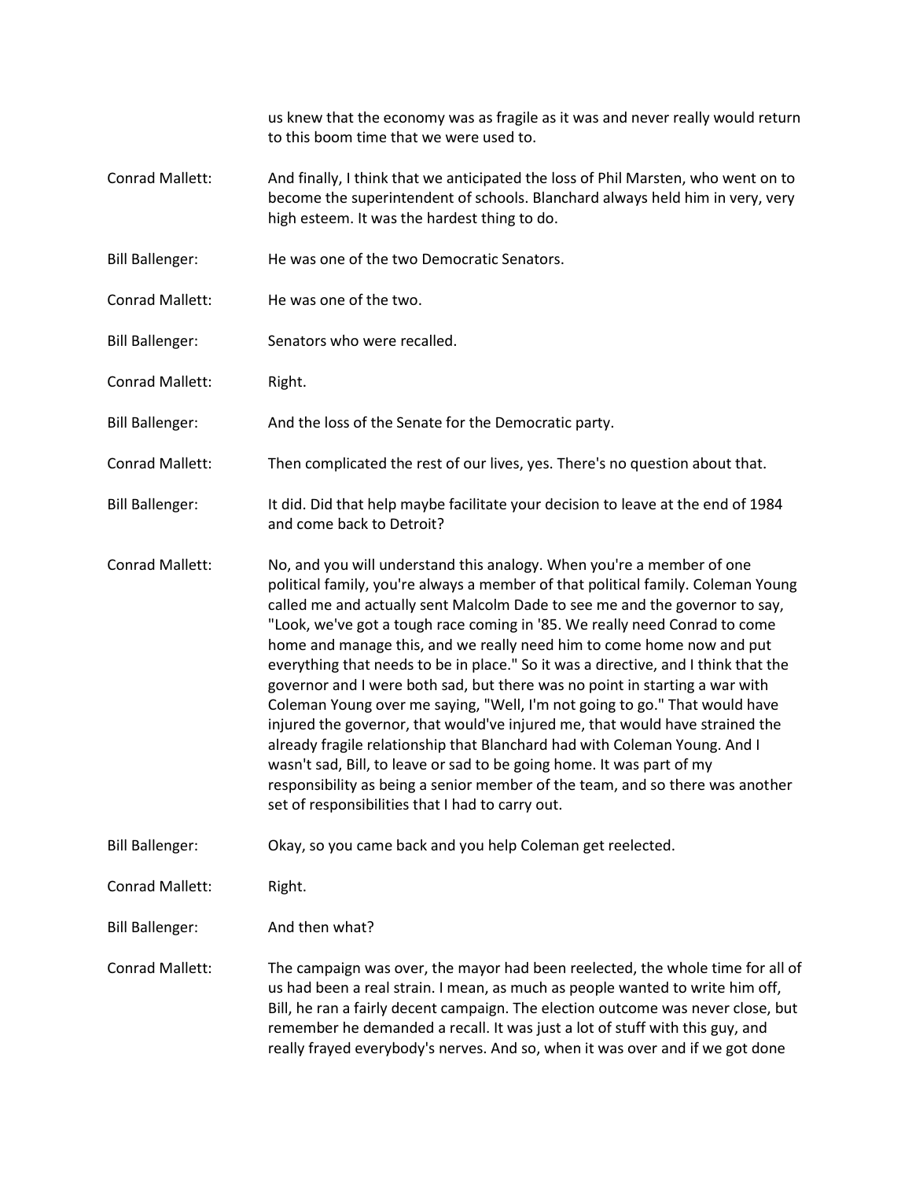us knew that the economy was as fragile as it was and never really would return to this boom time that we were used to.

Conrad Mallett: And finally, I think that we anticipated the loss of Phil Marsten, who went on to become the superintendent of schools. Blanchard always held him in very, very high esteem. It was the hardest thing to do.

Bill Ballenger: He was one of the two Democratic Senators.

Conrad Mallett: He was one of the two.

Bill Ballenger: Senators who were recalled.

Conrad Mallett: Right.

Bill Ballenger: And the loss of the Senate for the Democratic party.

Conrad Mallett: Then complicated the rest of our lives, yes. There's no question about that.

Bill Ballenger: It did. Did that help maybe facilitate your decision to leave at the end of 1984 and come back to Detroit?

Conrad Mallett: No, and you will understand this analogy. When you're a member of one political family, you're always a member of that political family. Coleman Young called me and actually sent Malcolm Dade to see me and the governor to say, "Look, we've got a tough race coming in '85. We really need Conrad to come home and manage this, and we really need him to come home now and put everything that needs to be in place." So it was a directive, and I think that the governor and I were both sad, but there was no point in starting a war with Coleman Young over me saying, "Well, I'm not going to go." That would have injured the governor, that would've injured me, that would have strained the already fragile relationship that Blanchard had with Coleman Young. And I wasn't sad, Bill, to leave or sad to be going home. It was part of my responsibility as being a senior member of the team, and so there was another set of responsibilities that I had to carry out.

Bill Ballenger: Okay, so you came back and you help Coleman get reelected.

Conrad Mallett: Right.

Bill Ballenger: And then what?

Conrad Mallett: The campaign was over, the mayor had been reelected, the whole time for all of us had been a real strain. I mean, as much as people wanted to write him off, Bill, he ran a fairly decent campaign. The election outcome was never close, but remember he demanded a recall. It was just a lot of stuff with this guy, and really frayed everybody's nerves. And so, when it was over and if we got done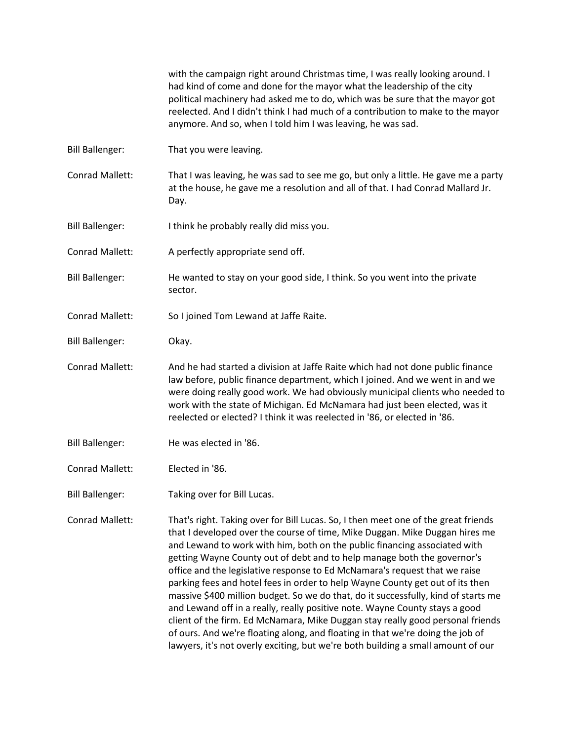with the campaign right around Christmas time, I was really looking around. I had kind of come and done for the mayor what the leadership of the city political machinery had asked me to do, which was be sure that the mayor got reelected. And I didn't think I had much of a contribution to make to the mayor anymore. And so, when I told him I was leaving, he was sad.

Bill Ballenger: That you were leaving.

Conrad Mallett: That I was leaving, he was sad to see me go, but only a little. He gave me a party at the house, he gave me a resolution and all of that. I had Conrad Mallard Jr. Day.

Bill Ballenger: I think he probably really did miss you.

Conrad Mallett: A perfectly appropriate send off.

Bill Ballenger: He wanted to stay on your good side, I think. So you went into the private sector.

Conrad Mallett: So I joined Tom Lewand at Jaffe Raite.

Bill Ballenger: Okay.

Conrad Mallett: And he had started a division at Jaffe Raite which had not done public finance law before, public finance department, which I joined. And we went in and we were doing really good work. We had obviously municipal clients who needed to work with the state of Michigan. Ed McNamara had just been elected, was it reelected or elected? I think it was reelected in '86, or elected in '86.

Bill Ballenger: He was elected in '86.

Conrad Mallett: Elected in '86.

Bill Ballenger: Taking over for Bill Lucas.

Conrad Mallett: That's right. Taking over for Bill Lucas. So, I then meet one of the great friends that I developed over the course of time, Mike Duggan. Mike Duggan hires me and Lewand to work with him, both on the public financing associated with getting Wayne County out of debt and to help manage both the governor's office and the legislative response to Ed McNamara's request that we raise parking fees and hotel fees in order to help Wayne County get out of its then massive $400 million budget. So we do that, do it successfully, kind of starts me and Lewand off in a really, really positive note. Wayne County stays a good client of the firm. Ed McNamara, Mike Duggan stay really good personal friends of ours. And we're floating along, and floating in that we're doing the job of lawyers, it's not overly exciting, but we're both building a small amount of our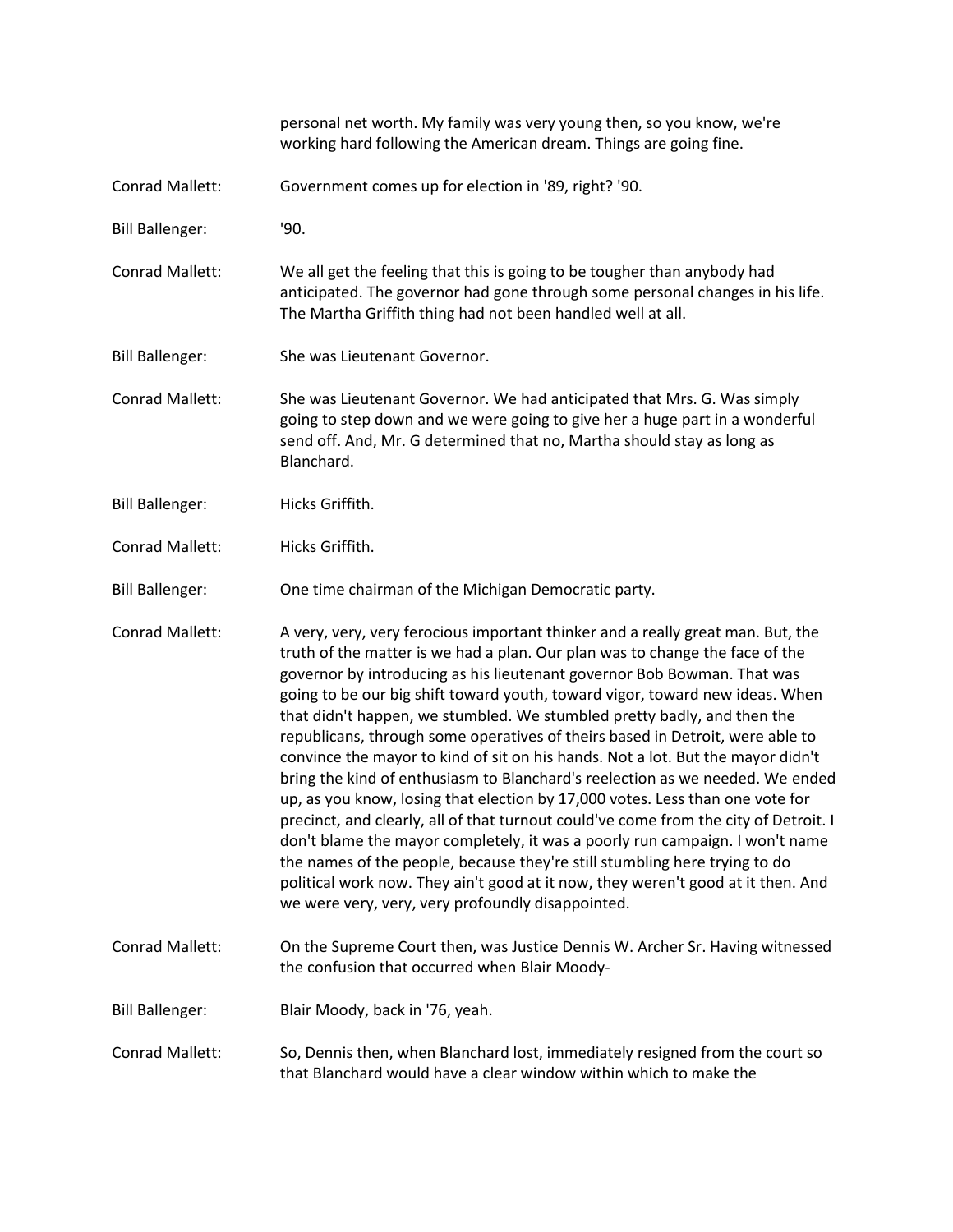personal net worth. My family was very young then, so you know, we're working hard following the American dream. Things are going fine.

Conrad Mallett: Government comes up for election in '89, right? '90.

Bill Ballenger: '90.

Conrad Mallett: We all get the feeling that this is going to be tougher than anybody had anticipated. The governor had gone through some personal changes in his life. The Martha Griffith thing had not been handled well at all.

Bill Ballenger: She was Lieutenant Governor.

Conrad Mallett: She was Lieutenant Governor. We had anticipated that Mrs. G. Was simply going to step down and we were going to give her a huge part in a wonderful send off. And, Mr. G determined that no, Martha should stay as long as Blanchard.

Bill Ballenger: Hicks Griffith.

Conrad Mallett: Hicks Griffith.

Bill Ballenger: One time chairman of the Michigan Democratic party.

Conrad Mallett: A very, very, very ferocious important thinker and a really great man. But, the truth of the matter is we had a plan. Our plan was to change the face of the governor by introducing as his lieutenant governor Bob Bowman. That was going to be our big shift toward youth, toward vigor, toward new ideas. When that didn't happen, we stumbled. We stumbled pretty badly, and then the republicans, through some operatives of theirs based in Detroit, were able to convince the mayor to kind of sit on his hands. Not a lot. But the mayor didn't bring the kind of enthusiasm to Blanchard's reelection as we needed. We ended up, as you know, losing that election by 17,000 votes. Less than one vote for precinct, and clearly, all of that turnout could've come from the city of Detroit. I don't blame the mayor completely, it was a poorly run campaign. I won't name the names of the people, because they're still stumbling here trying to do political work now. They ain't good at it now, they weren't good at it then. And we were very, very, very profoundly disappointed.

Conrad Mallett: On the Supreme Court then, was Justice Dennis W. Archer Sr. Having witnessed the confusion that occurred when Blair Moody-

Bill Ballenger: Blair Moody, back in '76, yeah.

Conrad Mallett: So, Dennis then, when Blanchard lost, immediately resigned from the court so that Blanchard would have a clear window within which to make the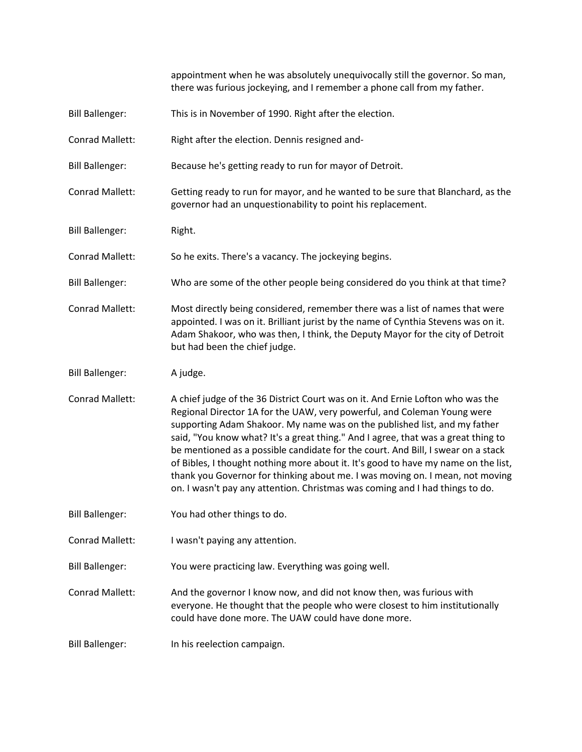appointment when he was absolutely unequivocally still the governor. So man, there was furious jockeying, and I remember a phone call from my father.

Bill Ballenger: This is in November of 1990. Right after the election.

Conrad Mallett: Right after the election. Dennis resigned and-

Bill Ballenger: Because he's getting ready to run for mayor of Detroit.

Conrad Mallett: Getting ready to run for mayor, and he wanted to be sure that Blanchard, as the governor had an unquestionability to point his replacement.

Bill Ballenger: Right.

Conrad Mallett: So he exits. There's a vacancy. The jockeying begins.

Bill Ballenger: Who are some of the other people being considered do you think at that time?

Conrad Mallett: Most directly being considered, remember there was a list of names that were appointed. I was on it. Brilliant jurist by the name of Cynthia Stevens was on it. Adam Shakoor, who was then, I think, the Deputy Mayor for the city of Detroit but had been the chief judge.

Bill Ballenger: A judge.

Conrad Mallett: A chief judge of the 36 District Court was on it. And Ernie Lofton who was the Regional Director 1A for the UAW, very powerful, and Coleman Young were supporting Adam Shakoor. My name was on the published list, and my father said, "You know what? It's a great thing." And I agree, that was a great thing to be mentioned as a possible candidate for the court. And Bill, I swear on a stack of Bibles, I thought nothing more about it. It's good to have my name on the list, thank you Governor for thinking about me. I was moving on. I mean, not moving on. I wasn't pay any attention. Christmas was coming and I had things to do.

Bill Ballenger: You had other things to do.

Conrad Mallett: I wasn't paying any attention.

Bill Ballenger: You were practicing law. Everything was going well.

Conrad Mallett: And the governor I know now, and did not know then, was furious with everyone. He thought that the people who were closest to him institutionally could have done more. The UAW could have done more.

Bill Ballenger: In his reelection campaign.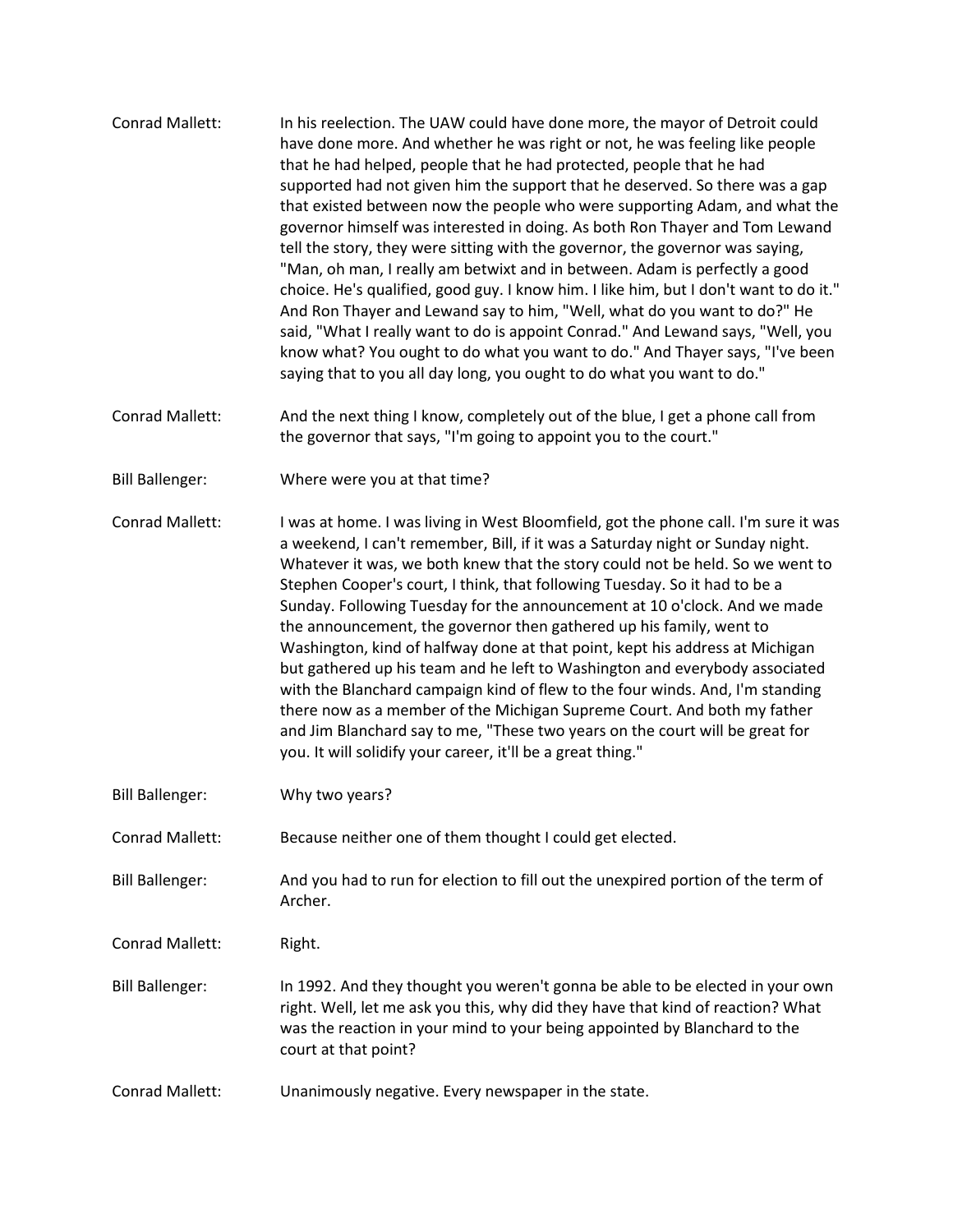Conrad Mallett: In his reelection. The UAW could have done more, the mayor of Detroit could have done more. And whether he was right or not, he was feeling like people that he had helped, people that he had protected, people that he had supported had not given him the support that he deserved. So there was a gap that existed between now the people who were supporting Adam, and what the governor himself was interested in doing. As both Ron Thayer and Tom Lewand tell the story, they were sitting with the governor, the governor was saying, "Man, oh man, I really am betwixt and in between. Adam is perfectly a good choice. He's qualified, good guy. I know him. I like him, but I don't want to do it." And Ron Thayer and Lewand say to him, "Well, what do you want to do?" He said, "What I really want to do is appoint Conrad." And Lewand says, "Well, you know what? You ought to do what you want to do." And Thayer says, "I've been saying that to you all day long, you ought to do what you want to do."

Conrad Mallett: And the next thing I know, completely out of the blue, I get a phone call from the governor that says, "I'm going to appoint you to the court."

Bill Ballenger: Where were you at that time?

Conrad Mallett: I was at home. I was living in West Bloomfield, got the phone call. I'm sure it was a weekend, I can't remember, Bill, if it was a Saturday night or Sunday night. Whatever it was, we both knew that the story could not be held. So we went to Stephen Cooper's court, I think, that following Tuesday. So it had to be a Sunday. Following Tuesday for the announcement at 10 o'clock. And we made the announcement, the governor then gathered up his family, went to Washington, kind of halfway done at that point, kept his address at Michigan but gathered up his team and he left to Washington and everybody associated with the Blanchard campaign kind of flew to the four winds. And, I'm standing there now as a member of the Michigan Supreme Court. And both my father and Jim Blanchard say to me, "These two years on the court will be great for you. It will solidify your career, it'll be a great thing."

Bill Ballenger: Why two years?

Conrad Mallett: Because neither one of them thought I could get elected.

Bill Ballenger: And you had to run for election to fill out the unexpired portion of the term of Archer.

Conrad Mallett: Right.

Bill Ballenger: In 1992. And they thought you weren't gonna be able to be elected in your own right. Well, let me ask you this, why did they have that kind of reaction? What was the reaction in your mind to your being appointed by Blanchard to the court at that point?

Conrad Mallett: Unanimously negative. Every newspaper in the state.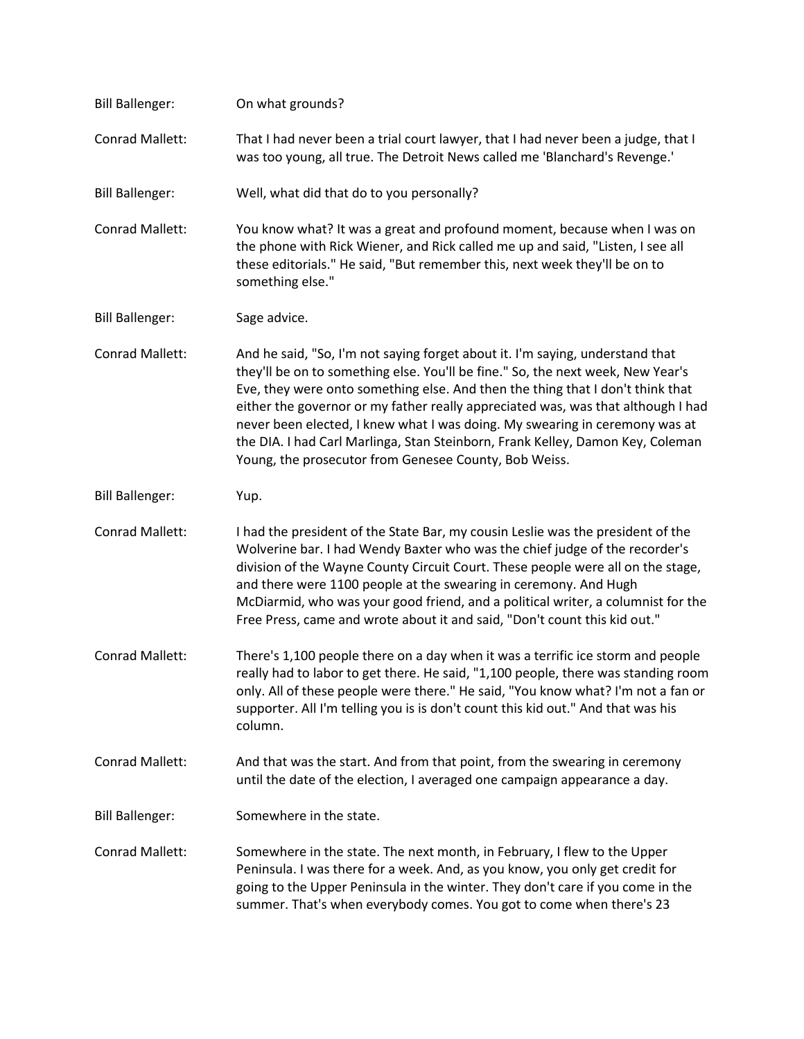Bill Ballenger: On what grounds?

Conrad Mallett: That I had never been a trial court lawyer, that I had never been a judge, that I was too young, all true. The Detroit News called me 'Blanchard's Revenge.'

Bill Ballenger: Well, what did that do to you personally?

Conrad Mallett: You know what? It was a great and profound moment, because when I was on the phone with Rick Wiener, and Rick called me up and said, "Listen, I see all these editorials." He said, "But remember this, next week they'll be on to something else."

Bill Ballenger: Sage advice.

Conrad Mallett: And he said, "So, I'm not saying forget about it. I'm saying, understand that they'll be on to something else. You'll be fine." So, the next week, New Year's Eve, they were onto something else. And then the thing that I don't think that either the governor or my father really appreciated was, was that although I had never been elected, I knew what I was doing. My swearing in ceremony was at the DIA. I had Carl Marlinga, Stan Steinborn, Frank Kelley, Damon Key, Coleman Young, the prosecutor from Genesee County, Bob Weiss.

Bill Ballenger: Yup.

Conrad Mallett: I had the president of the State Bar, my cousin Leslie was the president of the Wolverine bar. I had Wendy Baxter who was the chief judge of the recorder's division of the Wayne County Circuit Court. These people were all on the stage, and there were 1100 people at the swearing in ceremony. And Hugh McDiarmid, who was your good friend, and a political writer, a columnist for the Free Press, came and wrote about it and said, "Don't count this kid out."

Conrad Mallett: There's 1,100 people there on a day when it was a terrific ice storm and people really had to labor to get there. He said, "1,100 people, there was standing room only. All of these people were there." He said, "You know what? I'm not a fan or supporter. All I'm telling you is is don't count this kid out." And that was his column.

Conrad Mallett: And that was the start. And from that point, from the swearing in ceremony until the date of the election, I averaged one campaign appearance a day.

Bill Ballenger: Somewhere in the state.

Conrad Mallett: Somewhere in the state. The next month, in February, I flew to the Upper Peninsula. I was there for a week. And, as you know, you only get credit for going to the Upper Peninsula in the winter. They don't care if you come in the summer. That's when everybody comes. You got to come when there's 23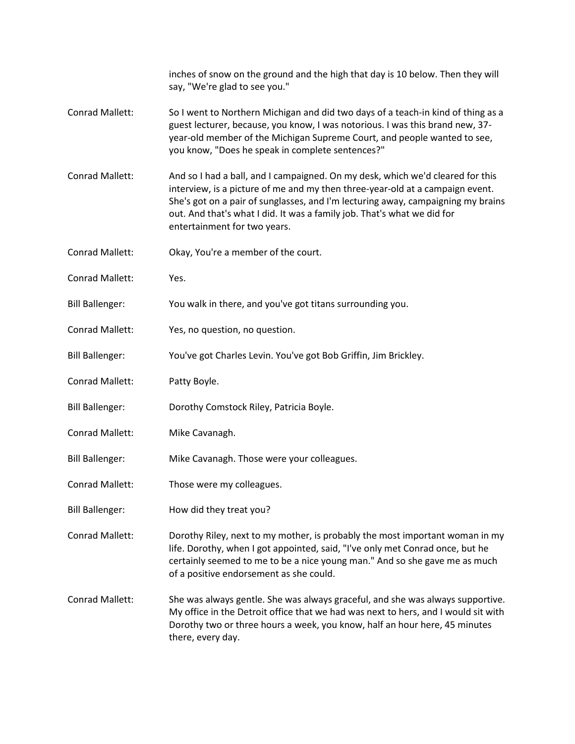inches of snow on the ground and the high that day is 10 below. Then they will say, "We're glad to see you."

Conrad Mallett: So I went to Northern Michigan and did two days of a teach-in kind of thing as a guest lecturer, because, you know, I was notorious. I was this brand new, 37-year-old member of the Michigan Supreme Court, and people wanted to see, you know, "Does he speak in complete sentences?"

Conrad Mallett: And so I had a ball, and I campaigned. On my desk, which we'd cleared for this interview, is a picture of me and my then three-year-old at a campaign event. She's got on a pair of sunglasses, and I'm lecturing away, campaigning my brains out. And that's what I did. It was a family job. That's what we did for entertainment for two years.

Conrad Mallett: Okay, You're a member of the court.

Conrad Mallett: Yes.

Bill Ballenger: You walk in there, and you've got titans surrounding you.

Conrad Mallett: Yes, no question, no question.

Bill Ballenger: You've got Charles Levin. You've got Bob Griffin, Jim Brickley.

Conrad Mallett: Patty Boyle.

Bill Ballenger: Dorothy Comstock Riley, Patricia Boyle.

Conrad Mallett: Mike Cavanagh.

Bill Ballenger: Mike Cavanagh. Those were your colleagues.

Conrad Mallett: Those were my colleagues.

Bill Ballenger: How did they treat you?

Conrad Mallett: Dorothy Riley, next to my mother, is probably the most important woman in my life. Dorothy, when I got appointed, said, "I've only met Conrad once, but he certainly seemed to me to be a nice young man." And so she gave me as much of a positive endorsement as she could.

Conrad Mallett: She was always gentle. She was always graceful, and she was always supportive. My office in the Detroit office that we had was next to hers, and I would sit with Dorothy two or three hours a week, you know, half an hour here, 45 minutes there, every day.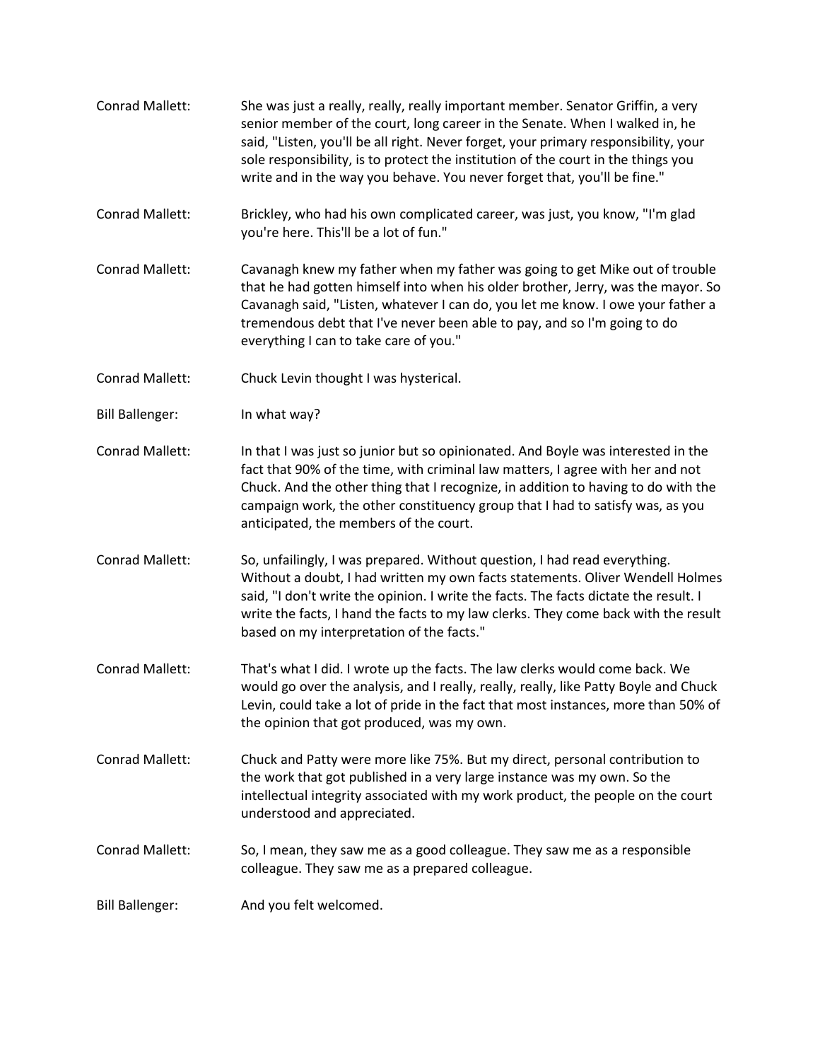Conrad Mallett: She was just a really, really, really important member. Senator Griffin, a very senior member of the court, long career in the Senate. When I walked in, he said, "Listen, you'll be all right. Never forget, your primary responsibility, your sole responsibility, is to protect the institution of the court in the things you write and in the way you behave. You never forget that, you'll be fine."

Conrad Mallett: Brickley, who had his own complicated career, was just, you know, "I'm glad you're here. This'll be a lot of fun."

Conrad Mallett: Cavanagh knew my father when my father was going to get Mike out of trouble that he had gotten himself into when his older brother, Jerry, was the mayor. So Cavanagh said, "Listen, whatever I can do, you let me know. I owe your father a tremendous debt that I've never been able to pay, and so I'm going to do everything I can to take care of you."

Conrad Mallett: Chuck Levin thought I was hysterical.

Bill Ballenger: In what way?

Conrad Mallett: In that I was just so junior but so opinionated. And Boyle was interested in the fact that 90% of the time, with criminal law matters, I agree with her and not Chuck. And the other thing that I recognize, in addition to having to do with the campaign work, the other constituency group that I had to satisfy was, as you anticipated, the members of the court.

Conrad Mallett: So, unfailingly, I was prepared. Without question, I had read everything. Without a doubt, I had written my own facts statements. Oliver Wendell Holmes said, "I don't write the opinion. I write the facts. The facts dictate the result. I write the facts, I hand the facts to my law clerks. They come back with the result based on my interpretation of the facts."

Conrad Mallett: That's what I did. I wrote up the facts. The law clerks would come back. We would go over the analysis, and I really, really, really, like Patty Boyle and Chuck Levin, could take a lot of pride in the fact that most instances, more than 50% of the opinion that got produced, was my own.

Conrad Mallett: Chuck and Patty were more like 75%. But my direct, personal contribution to the work that got published in a very large instance was my own. So the intellectual integrity associated with my work product, the people on the court understood and appreciated.

Conrad Mallett: So, I mean, they saw me as a good colleague. They saw me as a responsible colleague. They saw me as a prepared colleague.

Bill Ballenger: And you felt welcomed.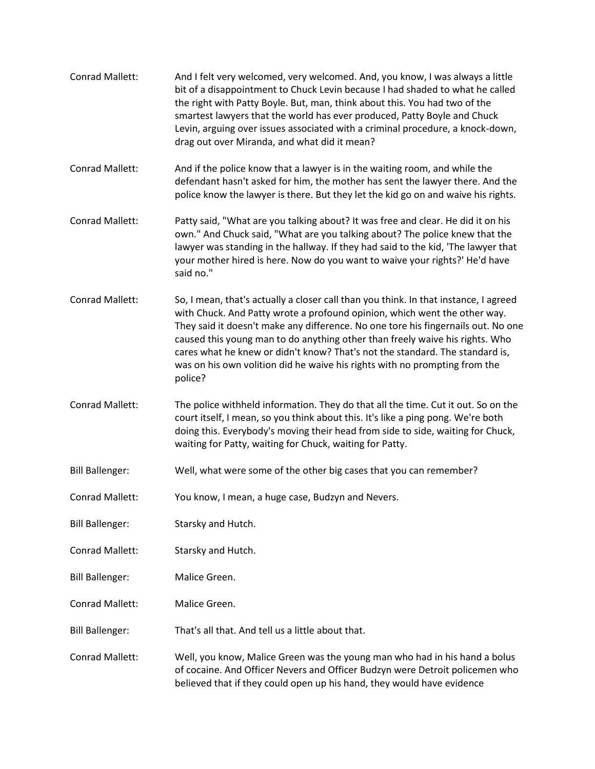Conrad Mallett: And I felt very welcomed, very welcomed. And, you know, I was always a little bit of a disappointment to Chuck Levin because I had shaded to what he called the right with Patty Boyle. But, man, think about this. You had two of the smartest lawyers that the world has ever produced, Patty Boyle and Chuck Levin, arguing over issues associated with a criminal procedure, a knock-down, drag out over Miranda, and what did it mean?

Conrad Mallett: And if the police know that a lawyer is in the waiting room, and while the defendant hasn't asked for him, the mother has sent the lawyer there. And the police know the lawyer is there. But they let the kid go on and waive his rights.

Conrad Mallett: Patty said, "What are you talking about? It was free and clear. He did it on his own." And Chuck said, "What are you talking about? The police knew that the lawyer was standing in the hallway. If they had said to the kid, 'The lawyer that your mother hired is here. Now do you want to waive your rights?' He'd have said no."

Conrad Mallett: So, I mean, that's actually a closer call than you think. In that instance, I agreed with Chuck. And Patty wrote a profound opinion, which went the other way. They said it doesn't make any difference. No one tore his fingernails out. No one caused this young man to do anything other than freely waive his rights. Who cares what he knew or didn't know? That's not the standard. The standard is, was on his own volition did he waive his rights with no prompting from the police?

Conrad Mallett: The police withheld information. They do that all the time. Cut it out. So on the court itself, I mean, so you think about this. It's like a ping pong. We're both doing this. Everybody's moving their head from side to side, waiting for Chuck, waiting for Patty, waiting for Chuck, waiting for Patty.

Bill Ballenger: Well, what were some of the other big cases that you can remember?

Conrad Mallett: You know, I mean, a huge case, Budzyn and Nevers.

Bill Ballenger: Starsky and Hutch.

Conrad Mallett: Starsky and Hutch.

Bill Ballenger: Malice Green.

Conrad Mallett: Malice Green.

Bill Ballenger: That's all that. And tell us a little about that.

Conrad Mallett: Well, you know, Malice Green was the young man who had in his hand a bolus of cocaine. And Officer Nevers and Officer Budzyn were Detroit policemen who believed that if they could open up his hand, they would have evidence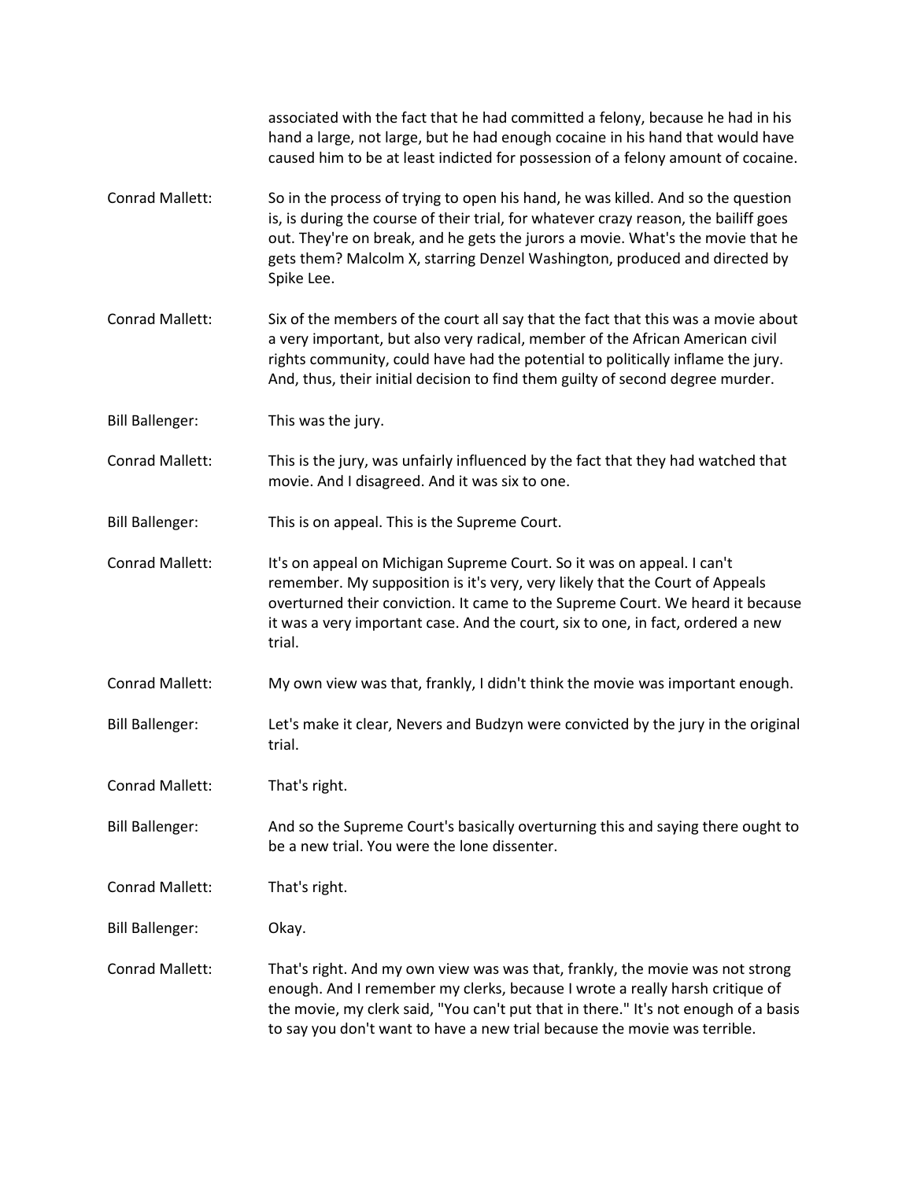associated with the fact that he had committed a felony, because he had in his hand a large, not large, but he had enough cocaine in his hand that would have caused him to be at least indicted for possession of a felony amount of cocaine.

**Conrad Mallett:** So in the process of trying to open his hand, he was killed. And so the question is, is during the course of their trial, for whatever crazy reason, the bailiff goes out. They're on break, and he gets the jurors a movie. What's the movie that he gets them? Malcolm X, starring Denzel Washington, produced and directed by Spike Lee.

**Conrad Mallett:** Six of the members of the court all say that the fact that this was a movie about a very important, but also very radical, member of the African American civil rights community, could have had the potential to politically inflame the jury. And, thus, their initial decision to find them guilty of second degree murder.

**Bill Ballenger:** This was the jury.

**Conrad Mallett:** This is the jury, was unfairly influenced by the fact that they had watched that movie. And I disagreed. And it was six to one.

**Bill Ballenger:** This is on appeal. This is the Supreme Court.

**Conrad Mallett:** It's on appeal on Michigan Supreme Court. So it was on appeal. I can't remember. My supposition is it's very, very likely that the Court of Appeals overturned their conviction. It came to the Supreme Court. We heard it because it was a very important case. And the court, six to one, in fact, ordered a new trial.

**Conrad Mallett:** My own view was that, frankly, I didn't think the movie was important enough.

**Bill Ballenger:** Let's make it clear, Nevers and Budzyn were convicted by the jury in the original trial.

**Conrad Mallett:** That's right.

**Bill Ballenger:** And so the Supreme Court's basically overturning this and saying there ought to be a new trial. You were the lone dissenter.

**Conrad Mallett:** That's right.

**Bill Ballenger:** Okay.

**Conrad Mallett:** That's right. And my own view was was that, frankly, the movie was not strong enough. And I remember my clerks, because I wrote a really harsh critique of the movie, my clerk said, "You can't put that in there." It's not enough of a basis to say you don't want to have a new trial because the movie was terrible.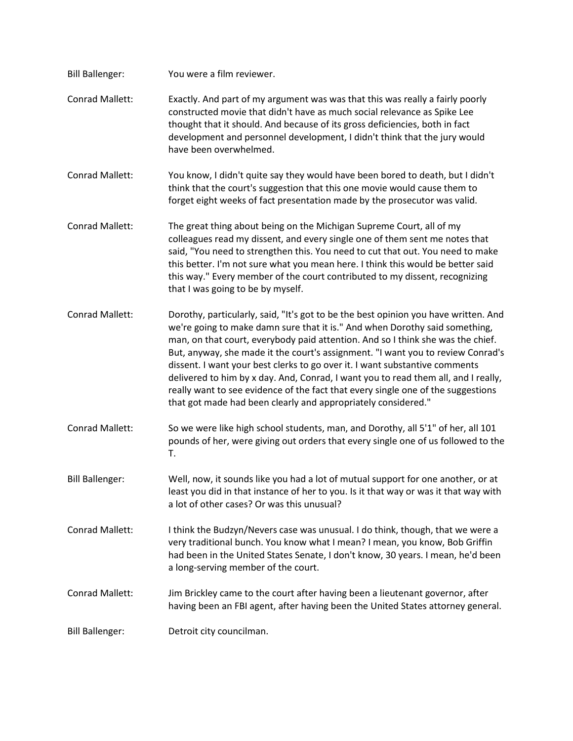Bill Ballenger: You were a film reviewer.

Conrad Mallett: Exactly. And part of my argument was was that this was really a fairly poorly constructed movie that didn't have as much social relevance as Spike Lee thought that it should. And because of its gross deficiencies, both in fact development and personnel development, I didn't think that the jury would have been overwhelmed.

Conrad Mallett: You know, I didn't quite say they would have been bored to death, but I didn't think that the court's suggestion that this one movie would cause them to forget eight weeks of fact presentation made by the prosecutor was valid.

Conrad Mallett: The great thing about being on the Michigan Supreme Court, all of my colleagues read my dissent, and every single one of them sent me notes that said, "You need to strengthen this. You need to cut that out. You need to make this better. I'm not sure what you mean here. I think this would be better said this way." Every member of the court contributed to my dissent, recognizing that I was going to be by myself.

Conrad Mallett: Dorothy, particularly, said, "It's got to be the best opinion you have written. And we're going to make damn sure that it is." And when Dorothy said something, man, on that court, everybody paid attention. And so I think she was the chief. But, anyway, she made it the court's assignment. "I want you to review Conrad's dissent. I want your best clerks to go over it. I want substantive comments delivered to him by x day. And, Conrad, I want you to read them all, and I really, really want to see evidence of the fact that every single one of the suggestions that got made had been clearly and appropriately considered."

Conrad Mallett: So we were like high school students, man, and Dorothy, all 5'1" of her, all 101 pounds of her, were giving out orders that every single one of us followed to the T.

Bill Ballenger: Well, now, it sounds like you had a lot of mutual support for one another, or at least you did in that instance of her to you. Is it that way or was it that way with a lot of other cases? Or was this unusual?

Conrad Mallett: I think the Budzyn/Nevers case was unusual. I do think, though, that we were a very traditional bunch. You know what I mean? I mean, you know, Bob Griffin had been in the United States Senate, I don't know, 30 years. I mean, he'd been a long-serving member of the court.

Conrad Mallett: Jim Brickley came to the court after having been a lieutenant governor, after having been an FBI agent, after having been the United States attorney general.

Bill Ballenger: Detroit city councilman.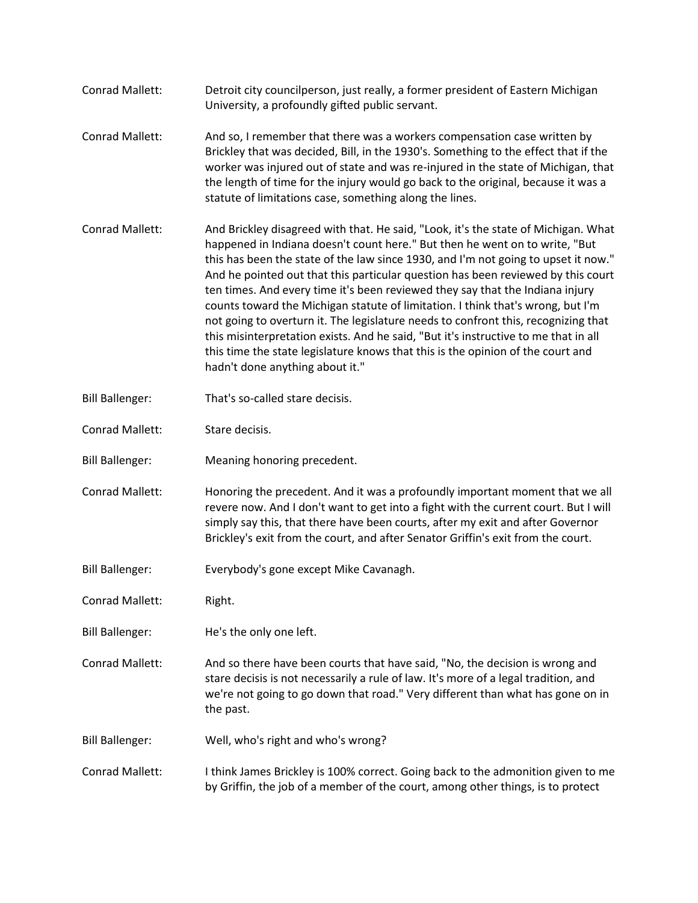Conrad Mallett: Detroit city councilperson, just really, a former president of Eastern Michigan University, a profoundly gifted public servant.

Conrad Mallett: And so, I remember that there was a workers compensation case written by Brickley that was decided, Bill, in the 1930's. Something to the effect that if the worker was injured out of state and was re-injured in the state of Michigan, that the length of time for the injury would go back to the original, because it was a statute of limitations case, something along the lines.

Conrad Mallett: And Brickley disagreed with that. He said, "Look, it's the state of Michigan. What happened in Indiana doesn't count here." But then he went on to write, "But this has been the state of the law since 1930, and I'm not going to upset it now." And he pointed out that this particular question has been reviewed by this court ten times. And every time it's been reviewed they say that the Indiana injury counts toward the Michigan statute of limitation. I think that's wrong, but I'm not going to overturn it. The legislature needs to confront this, recognizing that this misinterpretation exists. And he said, "But it's instructive to me that in all this time the state legislature knows that this is the opinion of the court and hadn't done anything about it."

Bill Ballenger: That's so-called stare decisis.

Conrad Mallett: Stare decisis.

Bill Ballenger: Meaning honoring precedent.

Conrad Mallett: Honoring the precedent. And it was a profoundly important moment that we all revere now. And I don't want to get into a fight with the current court. But I will simply say this, that there have been courts, after my exit and after Governor Brickley's exit from the court, and after Senator Griffin's exit from the court.

Bill Ballenger: Everybody's gone except Mike Cavanagh.

Conrad Mallett: Right.

Bill Ballenger: He's the only one left.

Conrad Mallett: And so there have been courts that have said, "No, the decision is wrong and stare decisis is not necessarily a rule of law. It's more of a legal tradition, and we're not going to go down that road." Very different than what has gone on in the past.

Bill Ballenger: Well, who's right and who's wrong?

Conrad Mallett: I think James Brickley is 100% correct. Going back to the admonition given to me by Griffin, the job of a member of the court, among other things, is to protect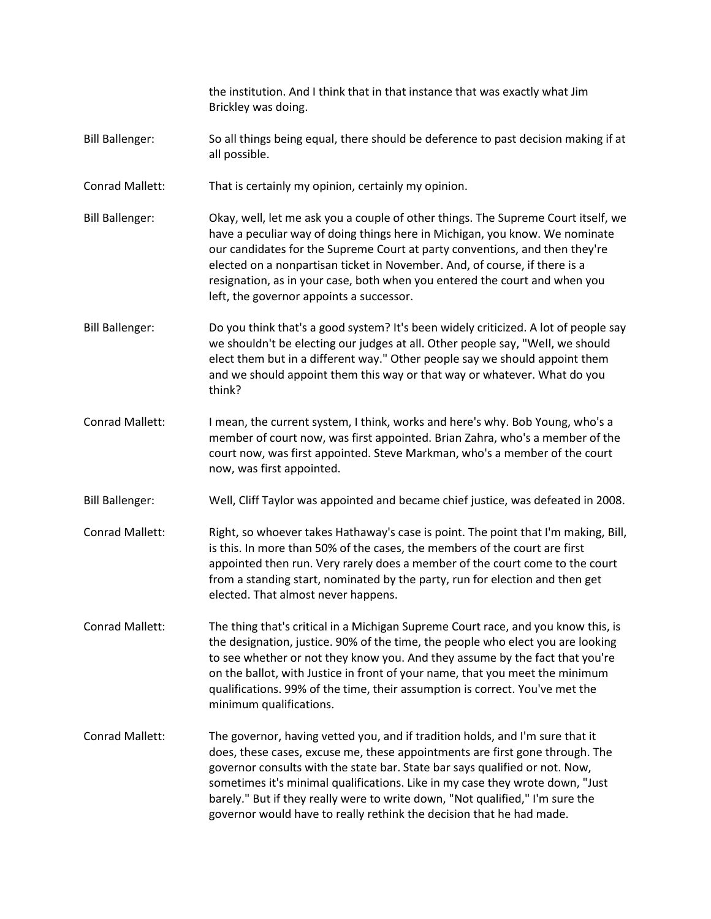the institution. And I think that in that instance that was exactly what Jim Brickley was doing.

Bill Ballenger: So all things being equal, there should be deference to past decision making if at all possible.

Conrad Mallett: That is certainly my opinion, certainly my opinion.

Bill Ballenger: Okay, well, let me ask you a couple of other things. The Supreme Court itself, we have a peculiar way of doing things here in Michigan, you know. We nominate our candidates for the Supreme Court at party conventions, and then they're elected on a nonpartisan ticket in November. And, of course, if there is a resignation, as in your case, both when you entered the court and when you left, the governor appoints a successor.

Bill Ballenger: Do you think that's a good system? It's been widely criticized. A lot of people say we shouldn't be electing our judges at all. Other people say, "Well, we should elect them but in a different way." Other people say we should appoint them and we should appoint them this way or that way or whatever. What do you think?

Conrad Mallett: I mean, the current system, I think, works and here's why. Bob Young, who's a member of court now, was first appointed. Brian Zahra, who's a member of the court now, was first appointed. Steve Markman, who's a member of the court now, was first appointed.

Bill Ballenger: Well, Cliff Taylor was appointed and became chief justice, was defeated in 2008.

Conrad Mallett: Right, so whoever takes Hathaway's case is point. The point that I'm making, Bill, is this. In more than 50% of the cases, the members of the court are first appointed then run. Very rarely does a member of the court come to the court from a standing start, nominated by the party, run for election and then get elected. That almost never happens.

Conrad Mallett: The thing that's critical in a Michigan Supreme Court race, and you know this, is the designation, justice. 90% of the time, the people who elect you are looking to see whether or not they know you. And they assume by the fact that you're on the ballot, with Justice in front of your name, that you meet the minimum qualifications. 99% of the time, their assumption is correct. You've met the minimum qualifications.

Conrad Mallett: The governor, having vetted you, and if tradition holds, and I'm sure that it does, these cases, excuse me, these appointments are first gone through. The governor consults with the state bar. State bar says qualified or not. Now, sometimes it's minimal qualifications. Like in my case they wrote down, "Just barely." But if they really were to write down, "Not qualified," I'm sure the governor would have to really rethink the decision that he had made.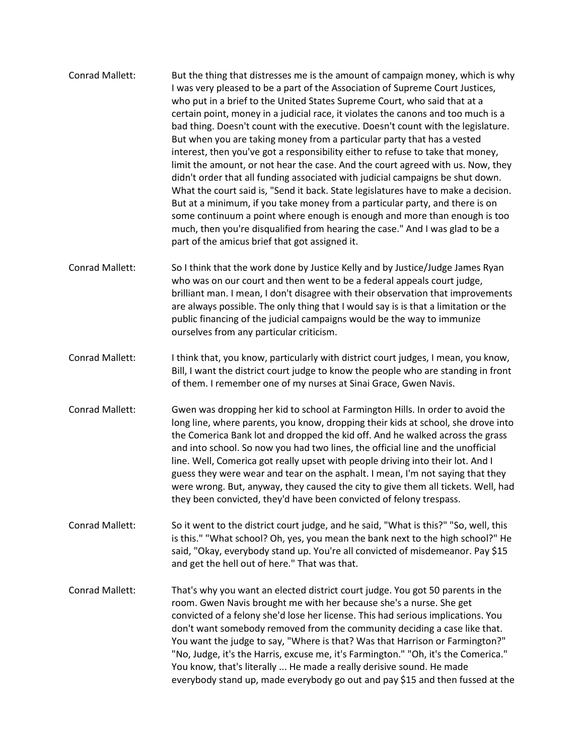Conrad Mallett: But the thing that distresses me is the amount of campaign money, which is why I was very pleased to be a part of the Association of Supreme Court Justices, who put in a brief to the United States Supreme Court, who said that at a certain point, money in a judicial race, it violates the canons and too much is a bad thing. Doesn't count with the executive. Doesn't count with the legislature. But when you are taking money from a particular party that has a vested interest, then you've got a responsibility either to refuse to take that money, limit the amount, or not hear the case. And the court agreed with us. Now, they didn't order that all funding associated with judicial campaigns be shut down. What the court said is, "Send it back. State legislatures have to make a decision. But at a minimum, if you take money from a particular party, and there is on some continuum a point where enough is enough and more than enough is too much, then you're disqualified from hearing the case." And I was glad to be a part of the amicus brief that got assigned it.

Conrad Mallett: So I think that the work done by Justice Kelly and by Justice/Judge James Ryan who was on our court and then went to be a federal appeals court judge, brilliant man. I mean, I don't disagree with their observation that improvements are always possible. The only thing that I would say is is that a limitation or the public financing of the judicial campaigns would be the way to immunize ourselves from any particular criticism.

Conrad Mallett: I think that, you know, particularly with district court judges, I mean, you know, Bill, I want the district court judge to know the people who are standing in front of them. I remember one of my nurses at Sinai Grace, Gwen Navis.

Conrad Mallett: Gwen was dropping her kid to school at Farmington Hills. In order to avoid the long line, where parents, you know, dropping their kids at school, she drove into the Comerica Bank lot and dropped the kid off. And he walked across the grass and into school. So now you had two lines, the official line and the unofficial line. Well, Comerica got really upset with people driving into their lot. And I guess they were wear and tear on the asphalt. I mean, I'm not saying that they were wrong. But, anyway, they caused the city to give them all tickets. Well, had they been convicted, they'd have been convicted of felony trespass.

Conrad Mallett: So it went to the district court judge, and he said, "What is this?" "So, well, this is this." "What school? Oh, yes, you mean the bank next to the high school?" He said, "Okay, everybody stand up. You're all convicted of misdemeanor. Pay $15 and get the hell out of here." That was that.

Conrad Mallett: That's why you want an elected district court judge. You got 50 parents in the room. Gwen Navis brought me with her because she's a nurse. She get convicted of a felony she'd lose her license. This had serious implications. You don't want somebody removed from the community deciding a case like that. You want the judge to say, "Where is that? Was that Harrison or Farmington?" "No, Judge, it's the Harris, excuse me, it's Farmington." "Oh, it's the Comerica." You know, that's literally ... He made a really derisive sound. He made everybody stand up, made everybody go out and pay $15 and then fussed at the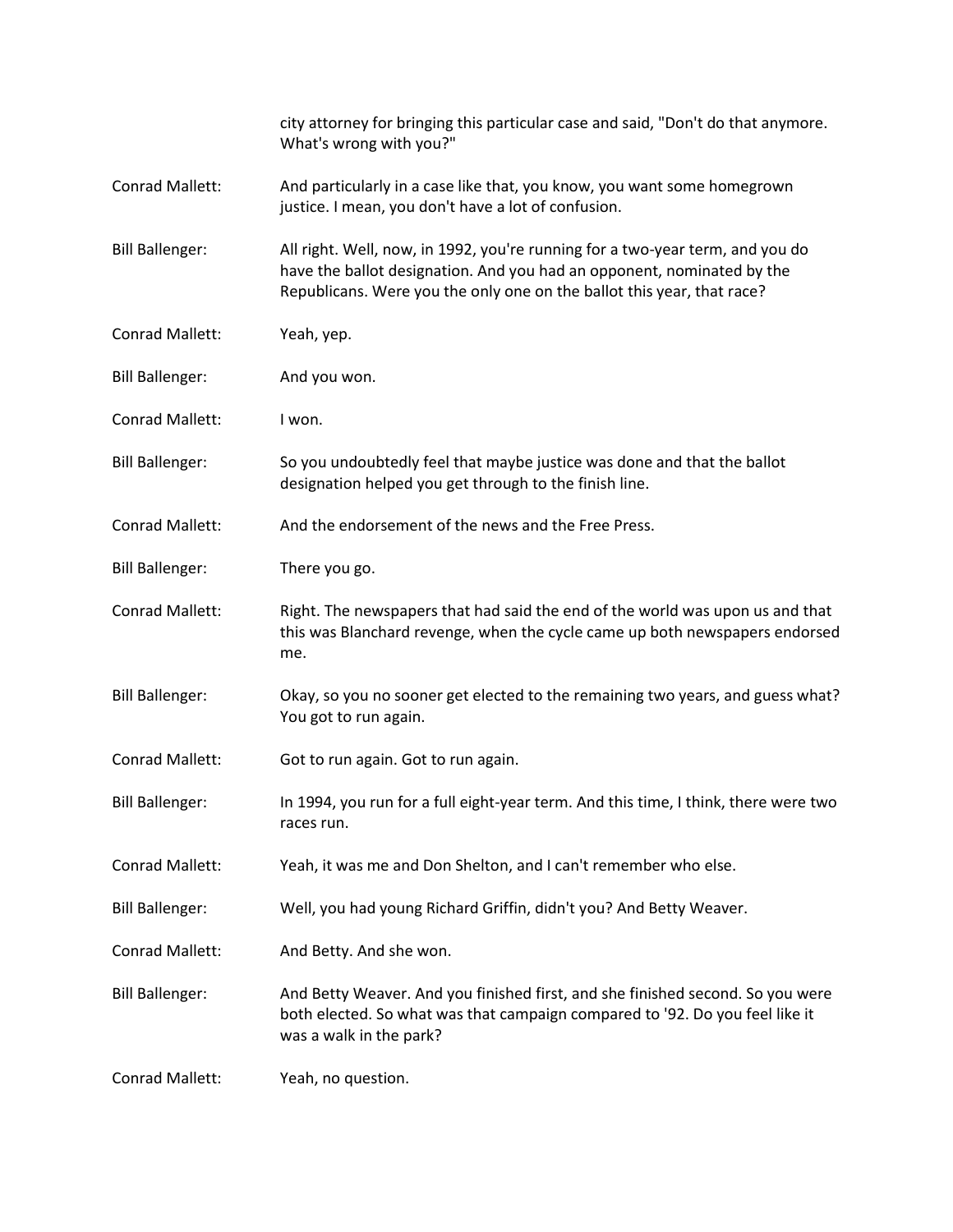city attorney for bringing this particular case and said, "Don't do that anymore. What's wrong with you?"

Conrad Mallett: And particularly in a case like that, you know, you want some homegrown justice. I mean, you don't have a lot of confusion.

Bill Ballenger: All right. Well, now, in 1992, you're running for a two-year term, and you do have the ballot designation. And you had an opponent, nominated by the Republicans. Were you the only one on the ballot this year, that race?

Conrad Mallett: Yeah, yep.

Bill Ballenger: And you won.

Conrad Mallett: I won.

Bill Ballenger: So you undoubtedly feel that maybe justice was done and that the ballot designation helped you get through to the finish line.

Conrad Mallett: And the endorsement of the news and the Free Press.

Bill Ballenger: There you go.

Conrad Mallett: Right. The newspapers that had said the end of the world was upon us and that this was Blanchard revenge, when the cycle came up both newspapers endorsed me.

Bill Ballenger: Okay, so you no sooner get elected to the remaining two years, and guess what? You got to run again.

Conrad Mallett: Got to run again. Got to run again.

Bill Ballenger: In 1994, you run for a full eight-year term. And this time, I think, there were two races run.

Conrad Mallett: Yeah, it was me and Don Shelton, and I can't remember who else.

Bill Ballenger: Well, you had young Richard Griffin, didn't you? And Betty Weaver.

Conrad Mallett: And Betty. And she won.

Bill Ballenger: And Betty Weaver. And you finished first, and she finished second. So you were both elected. So what was that campaign compared to '92. Do you feel like it was a walk in the park?

Conrad Mallett: Yeah, no question.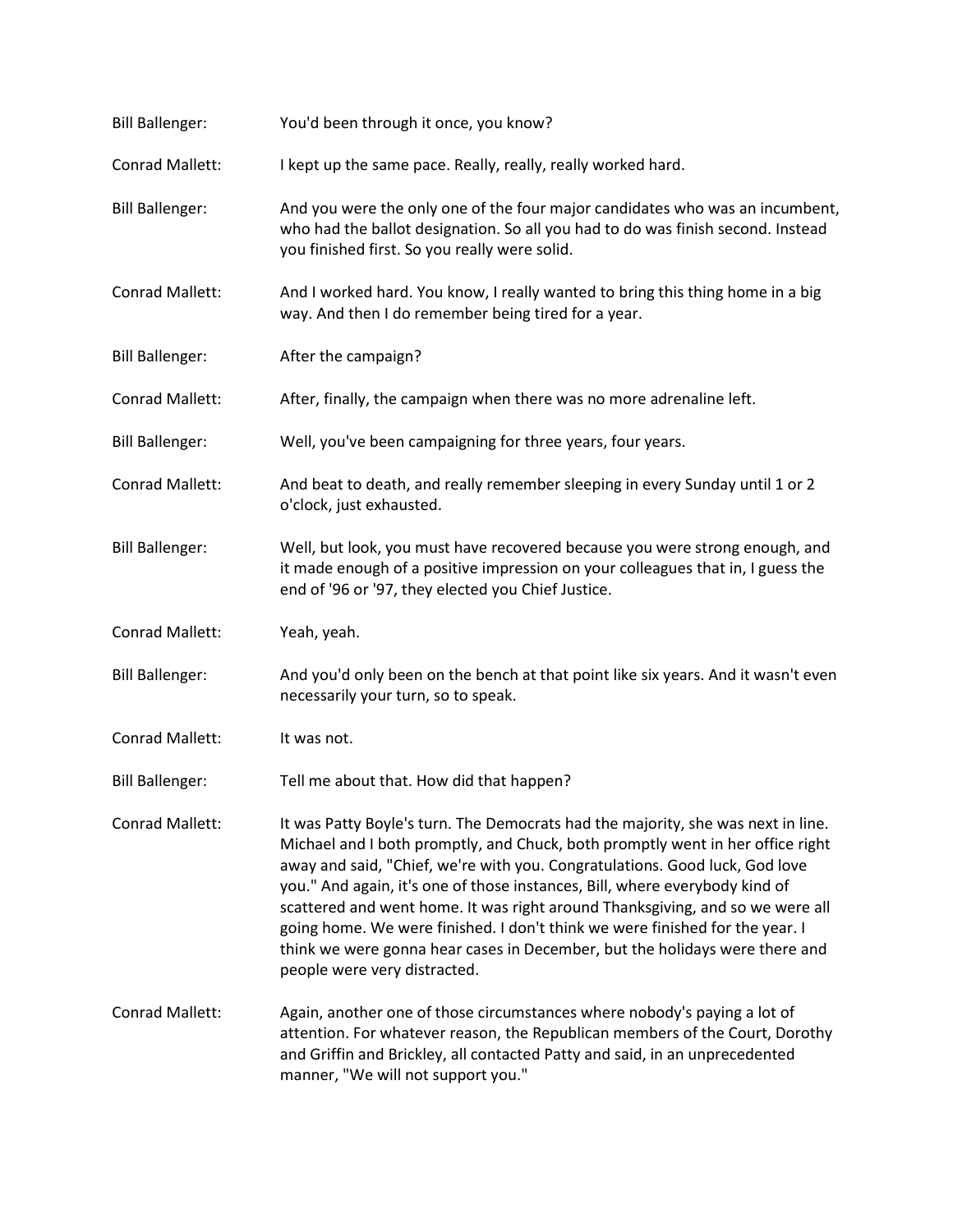Bill Ballenger: You'd been through it once, you know?

Conrad Mallett: I kept up the same pace. Really, really, really worked hard.

Bill Ballenger: And you were the only one of the four major candidates who was an incumbent, who had the ballot designation. So all you had to do was finish second. Instead you finished first. So you really were solid.

Conrad Mallett: And I worked hard. You know, I really wanted to bring this thing home in a big way. And then I do remember being tired for a year.

Bill Ballenger: After the campaign?

Conrad Mallett: After, finally, the campaign when there was no more adrenaline left.

Bill Ballenger: Well, you've been campaigning for three years, four years.

Conrad Mallett: And beat to death, and really remember sleeping in every Sunday until 1 or 2 o'clock, just exhausted.

Bill Ballenger: Well, but look, you must have recovered because you were strong enough, and it made enough of a positive impression on your colleagues that in, I guess the end of '96 or '97, they elected you Chief Justice.

Conrad Mallett: Yeah, yeah.

Bill Ballenger: And you'd only been on the bench at that point like six years. And it wasn't even necessarily your turn, so to speak.

Conrad Mallett: It was not.

Bill Ballenger: Tell me about that. How did that happen?

Conrad Mallett: It was Patty Boyle's turn. The Democrats had the majority, she was next in line. Michael and I both promptly, and Chuck, both promptly went in her office right away and said, "Chief, we're with you. Congratulations. Good luck, God love you." And again, it's one of those instances, Bill, where everybody kind of scattered and went home. It was right around Thanksgiving, and so we were all going home. We were finished. I don't think we were finished for the year. I think we were gonna hear cases in December, but the holidays were there and people were very distracted.

Conrad Mallett: Again, another one of those circumstances where nobody's paying a lot of attention. For whatever reason, the Republican members of the Court, Dorothy and Griffin and Brickley, all contacted Patty and said, in an unprecedented manner, "We will not support you."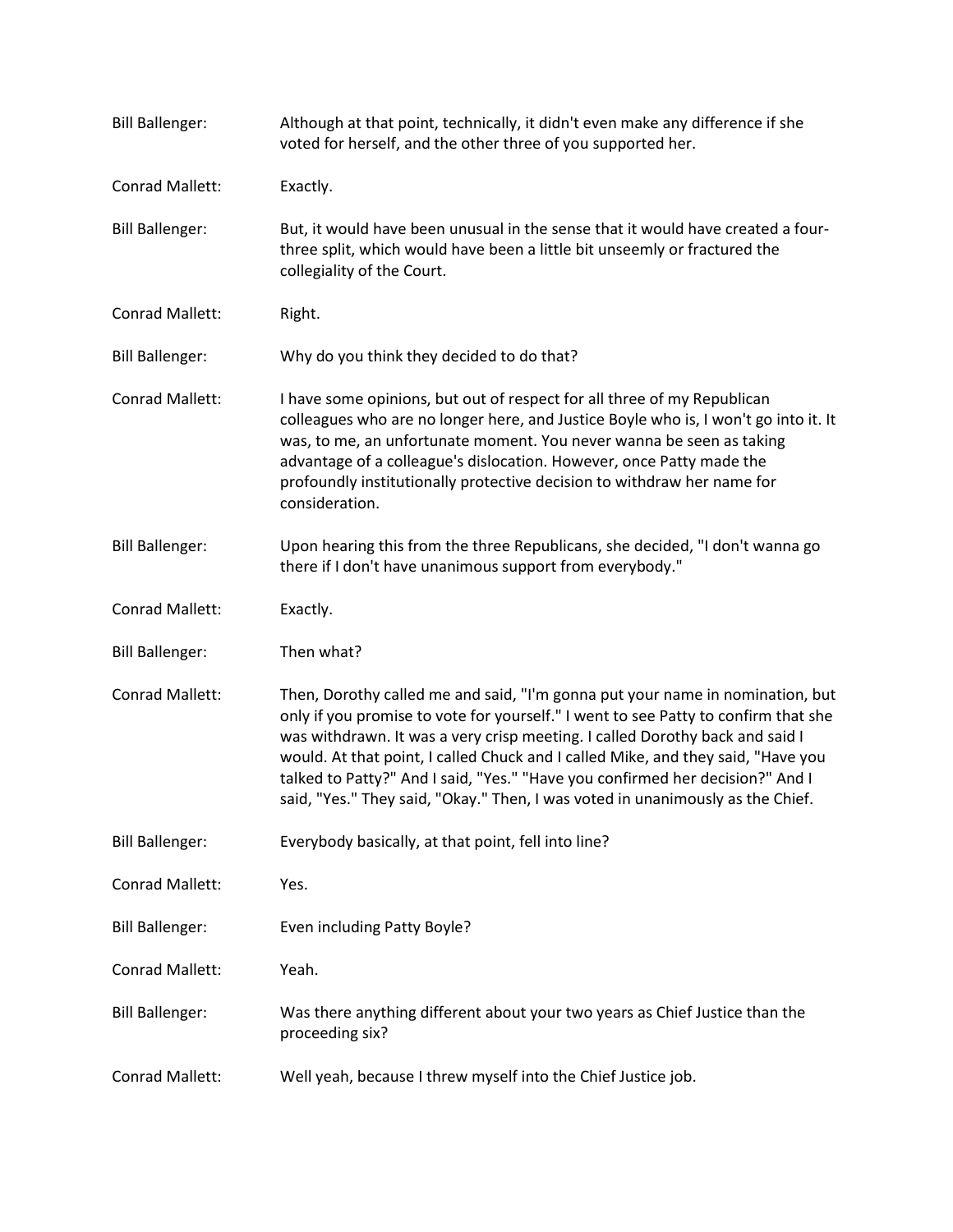Bill Ballenger: Although at that point, technically, it didn't even make any difference if she voted for herself, and the other three of you supported her.

Conrad Mallett: Exactly.

Bill Ballenger: But, it would have been unusual in the sense that it would have created a four-three split, which would have been a little bit unseemly or fractured the collegiality of the Court.

Conrad Mallett: Right.

Bill Ballenger: Why do you think they decided to do that?

Conrad Mallett: I have some opinions, but out of respect for all three of my Republican colleagues who are no longer here, and Justice Boyle who is, I won't go into it. It was, to me, an unfortunate moment. You never wanna be seen as taking advantage of a colleague's dislocation. However, once Patty made the profoundly institutionally protective decision to withdraw her name for consideration.

Bill Ballenger: Upon hearing this from the three Republicans, she decided, "I don't wanna go there if I don't have unanimous support from everybody."

Conrad Mallett: Exactly.

Bill Ballenger: Then what?

Conrad Mallett: Then, Dorothy called me and said, "I'm gonna put your name in nomination, but only if you promise to vote for yourself." I went to see Patty to confirm that she was withdrawn. It was a very crisp meeting. I called Dorothy back and said I would. At that point, I called Chuck and I called Mike, and they said, "Have you talked to Patty?" And I said, "Yes." "Have you confirmed her decision?" And I said, "Yes." They said, "Okay." Then, I was voted in unanimously as the Chief.

Bill Ballenger: Everybody basically, at that point, fell into line?

Conrad Mallett: Yes.

Bill Ballenger: Even including Patty Boyle?

Conrad Mallett: Yeah.

Bill Ballenger: Was there anything different about your two years as Chief Justice than the proceeding six?

Conrad Mallett: Well yeah, because I threw myself into the Chief Justice job.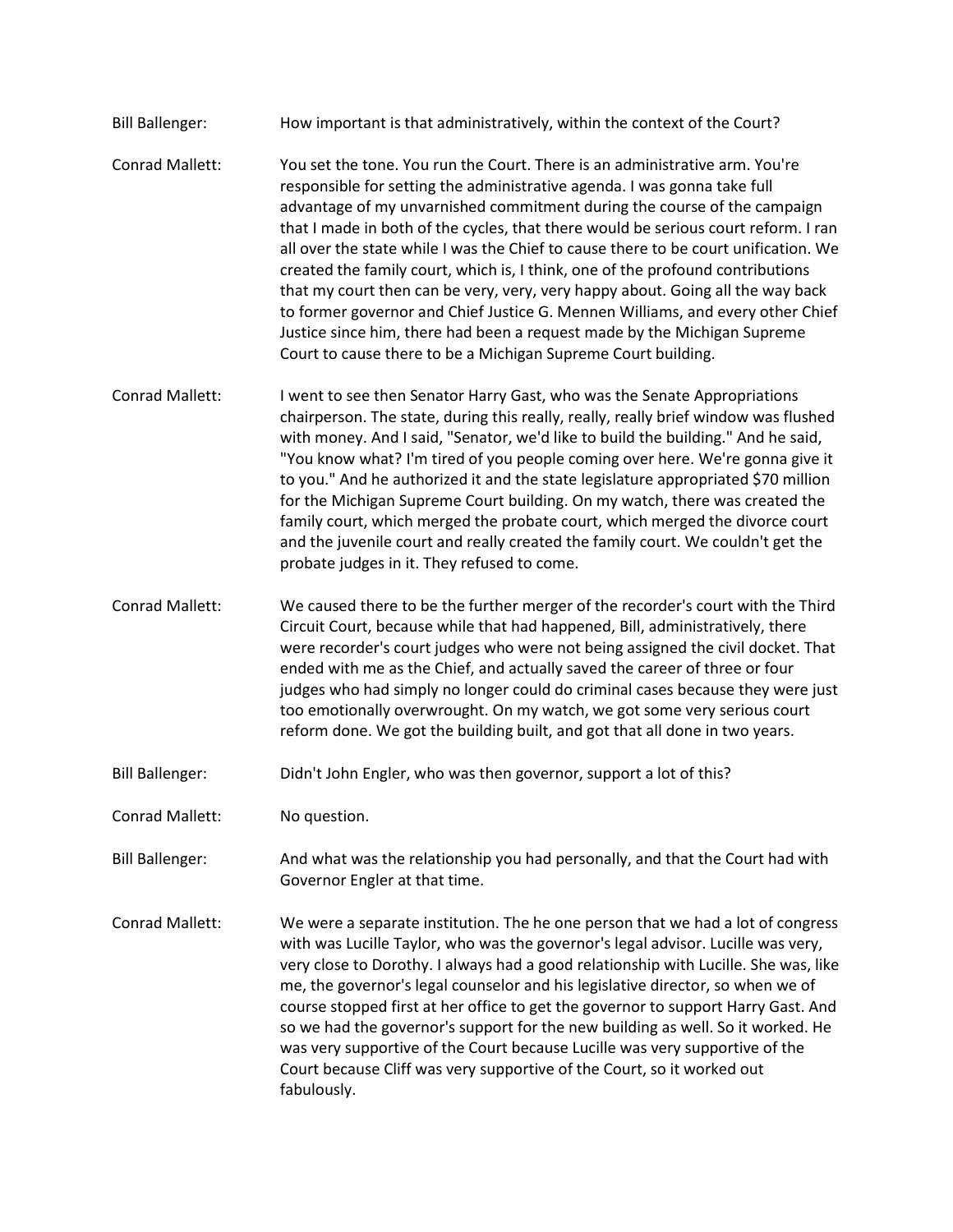Bill Ballenger: How important is that administratively, within the context of the Court?

Conrad Mallett: You set the tone. You run the Court. There is an administrative arm. You're responsible for setting the administrative agenda. I was gonna take full advantage of my unvarnished commitment during the course of the campaign that I made in both of the cycles, that there would be serious court reform. I ran all over the state while I was the Chief to cause there to be court unification. We created the family court, which is, I think, one of the profound contributions that my court then can be very, very, very happy about. Going all the way back to former governor and Chief Justice G. Mennen Williams, and every other Chief Justice since him, there had been a request made by the Michigan Supreme Court to cause there to be a Michigan Supreme Court building.

Conrad Mallett: I went to see then Senator Harry Gast, who was the Senate Appropriations chairperson. The state, during this really, really, really brief window was flushed with money. And I said, "Senator, we'd like to build the building." And he said, "You know what? I'm tired of you people coming over here. We're gonna give it to you." And he authorized it and the state legislature appropriated $70 million for the Michigan Supreme Court building. On my watch, there was created the family court, which merged the probate court, which merged the divorce court and the juvenile court and really created the family court. We couldn't get the probate judges in it. They refused to come.

Conrad Mallett: We caused there to be the further merger of the recorder's court with the Third Circuit Court, because while that had happened, Bill, administratively, there were recorder's court judges who were not being assigned the civil docket. That ended with me as the Chief, and actually saved the career of three or four judges who had simply no longer could do criminal cases because they were just too emotionally overwrought. On my watch, we got some very serious court reform done. We got the building built, and got that all done in two years.

Bill Ballenger: Didn't John Engler, who was then governor, support a lot of this?

Conrad Mallett: No question.

Bill Ballenger: And what was the relationship you had personally, and that the Court had with Governor Engler at that time.

Conrad Mallett: We were a separate institution. The he one person that we had a lot of congress with was Lucille Taylor, who was the governor's legal advisor. Lucille was very, very close to Dorothy. I always had a good relationship with Lucille. She was, like me, the governor's legal counselor and his legislative director, so when we of course stopped first at her office to get the governor to support Harry Gast. And so we had the governor's support for the new building as well. So it worked. He was very supportive of the Court because Lucille was very supportive of the Court because Cliff was very supportive of the Court, so it worked out fabulously.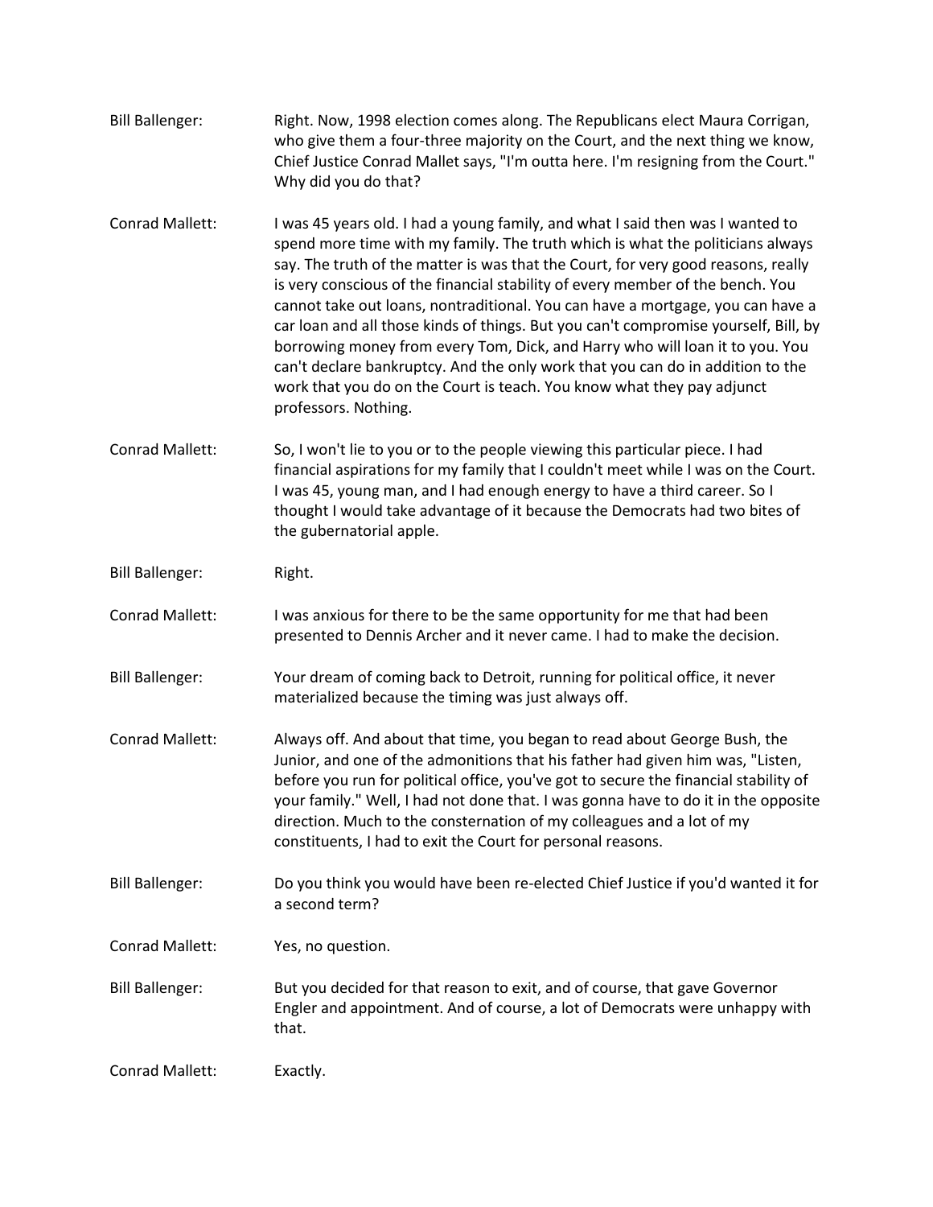**Bill Ballenger:** Right. Now, 1998 election comes along. The Republicans elect Maura Corrigan, who give them a four-three majority on the Court, and the next thing we know, Chief Justice Conrad Mallet says, "I'm outta here. I'm resigning from the Court." Why did you do that?

**Conrad Mallett:** I was 45 years old. I had a young family, and what I said then was I wanted to spend more time with my family. The truth which is what the politicians always say. The truth of the matter is was that the Court, for very good reasons, really is very conscious of the financial stability of every member of the bench. You cannot take out loans, nontraditional. You can have a mortgage, you can have a car loan and all those kinds of things. But you can't compromise yourself, Bill, by borrowing money from every Tom, Dick, and Harry who will loan it to you. You can't declare bankruptcy. And the only work that you can do in adjunct to the work that you do on the Court is teach. You know what they pay adjunct professors. Nothing.

**Conrad Mallett:** So, I won't lie to you or to the people viewing this particular piece. I had financial aspirations for my family that I couldn't meet while I was on the Court. I was 45, young man, and I had enough energy to have a third career. So I thought I would take advantage of it because the Democrats had two bites of the gubernatorial apple.

**Bill Ballenger:** Right.

**Conrad Mallett:** I was anxious for there to be the same opportunity for me that had been presented to Dennis Archer and it never came. I had to make the decision.

**Bill Ballenger:** Your dream of coming back to Detroit, running for political office, it never materialized because the timing was just always off.

**Conrad Mallett:** Always off. And about that time, you began to read about George Bush, the Junior, and one of the admonitions that his father had given him was, "Listen, before you run for political office, you've got to secure the financial stability of your family." Well, I had not done that. I was gonna have to do it in the opposite direction. Much to the consternation of my colleagues and a lot of my constituents, I had to exit the Court for personal reasons.

**Bill Ballenger:** Do you think you would have been re-elected Chief Justice if you'd wanted it for a second term?

**Conrad Mallett:** Yes, no question.

**Bill Ballenger:** But you decided for that reason to exit, and of course, that gave Governor Engler and appointment. And of course, a lot of Democrats were unhappy with that.

**Conrad Mallett:** Exactly.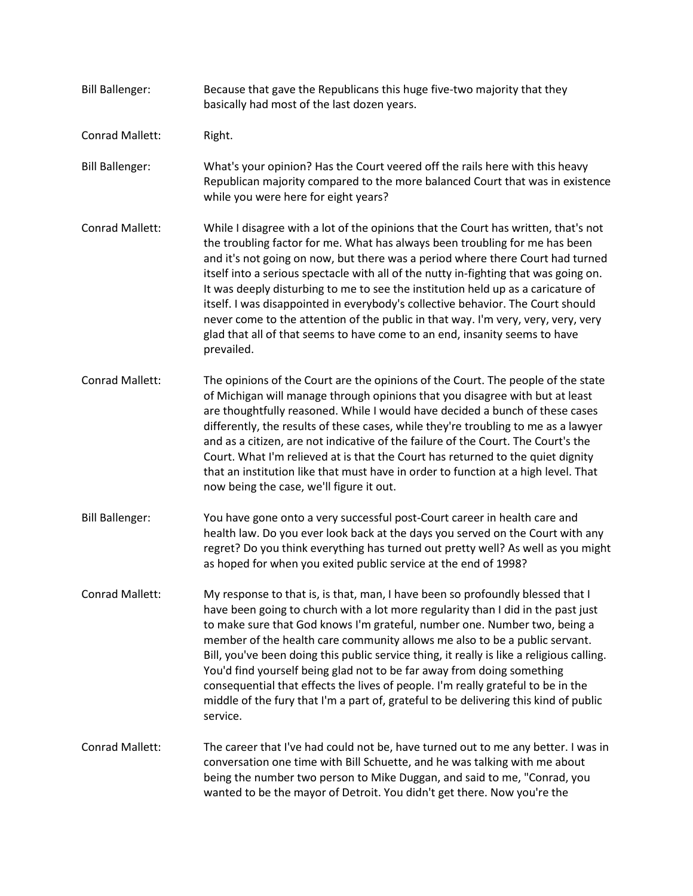Bill Ballenger: Because that gave the Republicans this huge five-two majority that they basically had most of the last dozen years.

Conrad Mallett: Right.

Bill Ballenger: What's your opinion? Has the Court veered off the rails here with this heavy Republican majority compared to the more balanced Court that was in existence while you were here for eight years?

Conrad Mallett: While I disagree with a lot of the opinions that the Court has written, that's not the troubling factor for me. What has always been troubling for me has been and it's not going on now, but there was a period where there Court had turned itself into a serious spectacle with all of the nutty in-fighting that was going on. It was deeply disturbing to me to see the institution held up as a caricature of itself. I was disappointed in everybody's collective behavior. The Court should never come to the attention of the public in that way. I'm very, very, very, very glad that all of that seems to have come to an end, insanity seems to have prevailed.

Conrad Mallett: The opinions of the Court are the opinions of the Court. The people of the state of Michigan will manage through opinions that you disagree with but at least are thoughtfully reasoned. While I would have decided a bunch of these cases differently, the results of these cases, while they're troubling to me as a lawyer and as a citizen, are not indicative of the failure of the Court. The Court's the Court. What I'm relieved at is that the Court has returned to the quiet dignity that an institution like that must have in order to function at a high level. That now being the case, we'll figure it out.

Bill Ballenger: You have gone onto a very successful post-Court career in health care and health law. Do you ever look back at the days you served on the Court with any regret? Do you think everything has turned out pretty well? As well as you might as hoped for when you exited public service at the end of 1998?

Conrad Mallett: My response to that is, is that, man, I have been so profoundly blessed that I have been going to church with a lot more regularity than I did in the past just to make sure that God knows I'm grateful, number one. Number two, being a member of the health care community allows me also to be a public servant. Bill, you've been doing this public service thing, it really is like a religious calling. You'd find yourself being glad not to be far away from doing something consequential that effects the lives of people. I'm really grateful to be in the middle of the fury that I'm a part of, grateful to be delivering this kind of public service.

Conrad Mallett: The career that I've had could not be, have turned out to me any better. I was in conversation one time with Bill Schuette, and he was talking with me about being the number two person to Mike Duggan, and said to me, "Conrad, you wanted to be the mayor of Detroit. You didn't get there. Now you're the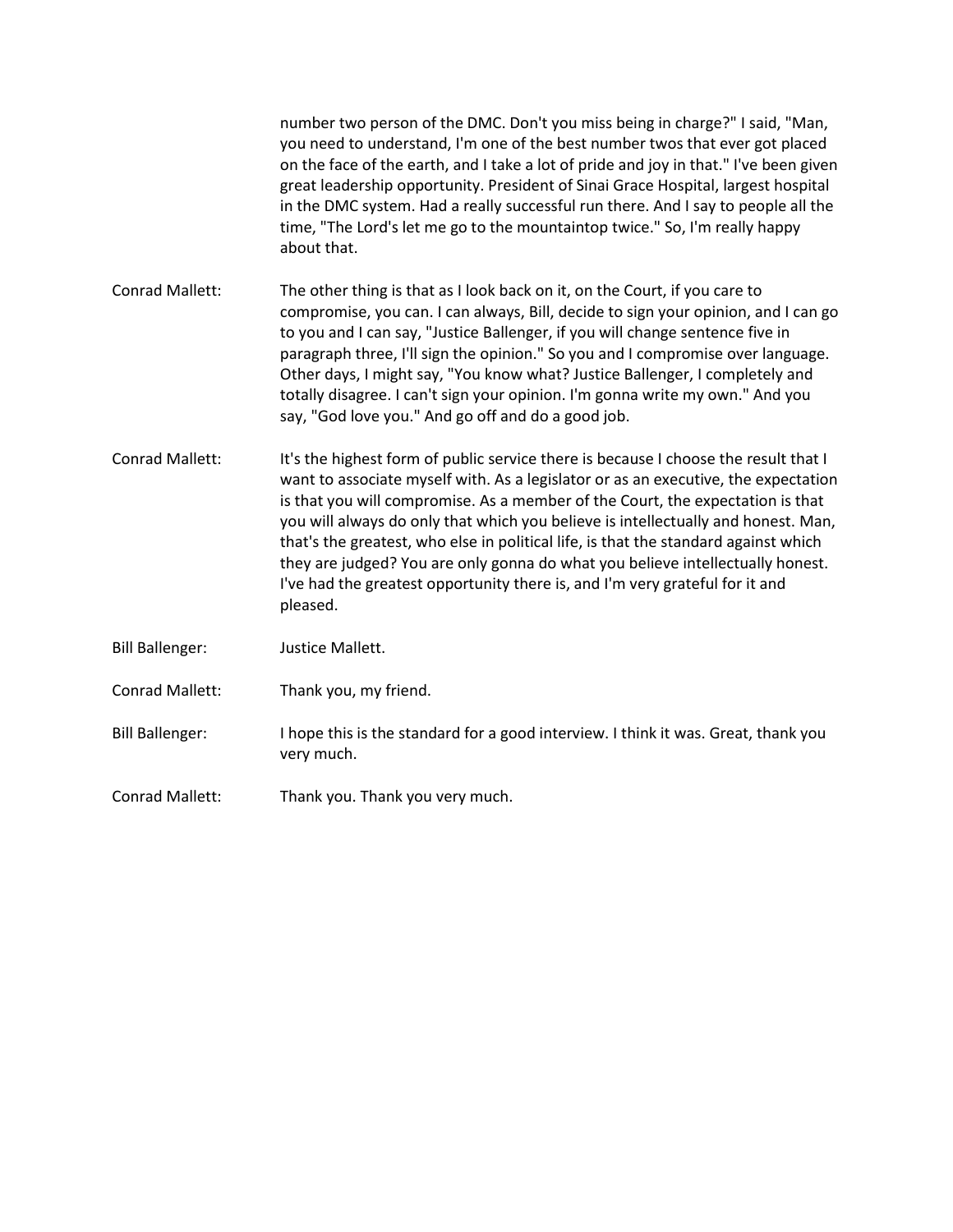number two person of the DMC. Don't you miss being in charge?" I said, "Man, you need to understand, I'm one of the best number twos that ever got placed on the face of the earth, and I take a lot of pride and joy in that." I've been given great leadership opportunity. President of Sinai Grace Hospital, largest hospital in the DMC system. Had a really successful run there. And I say to people all the time, "The Lord's let me go to the mountaintop twice." So, I'm really happy about that.

Conrad Mallett: The other thing is that as I look back on it, on the Court, if you care to compromise, you can. I can always, Bill, decide to sign your opinion, and I can go to you and I can say, "Justice Ballenger, if you will change sentence five in paragraph three, I'll sign the opinion." So you and I compromise over language. Other days, I might say, "You know what? Justice Ballenger, I completely and totally disagree. I can't sign your opinion. I'm gonna write my own." And you say, "God love you." And go off and do a good job.

Conrad Mallett: It's the highest form of public service there is because I choose the result that I want to associate myself with. As a legislator or as an executive, the expectation is that you will compromise. As a member of the Court, the expectation is that you will always do only that which you believe is intellectually and honest. Man, that's the greatest, who else in political life, is that the standard against which they are judged? You are only gonna do what you believe intellectually honest. I've had the greatest opportunity there is, and I'm very grateful for it and pleased.

Bill Ballenger: Justice Mallett.

Conrad Mallett: Thank you, my friend.

Bill Ballenger: I hope this is the standard for a good interview. I think it was. Great, thank you very much.

Conrad Mallett: Thank you. Thank you very much.